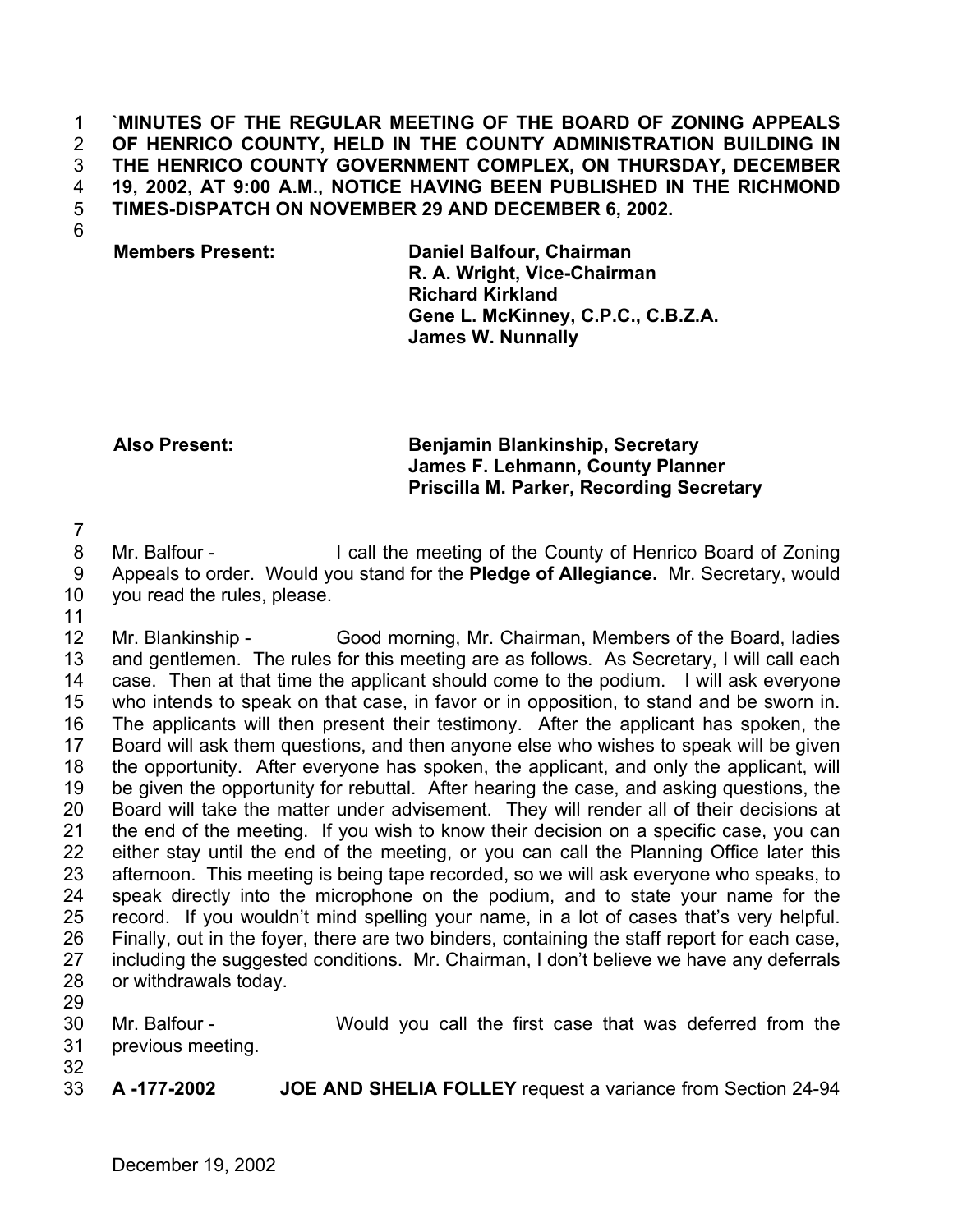**`MINUTES OF THE REGULAR MEETING OF THE BOARD OF ZONING APPEALS OF HENRICO COUNTY, HELD IN THE COUNTY ADMINISTRATION BUILDING IN THE HENRICO COUNTY GOVERNMENT COMPLEX, ON THURSDAY, DECEMBER 19, 2002, AT 9:00 A.M., NOTICE HAVING BEEN PUBLISHED IN THE RICHMOND TIMES-DISPATCH ON NOVEMBER 29 AND DECEMBER 6, 2002.**

**Members Present:** **Daniel Balfour, Chairman**
**R. A. Wright, Vice-Chairman**
**Richard Kirkland**
**Gene L. McKinney, C.P.C., C.B.Z.A.**
**James W. Nunnally**

**Also Present:** **Benjamin Blankinship, Secretary**
**James F. Lehmann, County Planner**
**Priscilla M. Parker, Recording Secretary**

Mr. Balfour - I call the meeting of the County of Henrico Board of Zoning Appeals to order. Would you stand for the **Pledge of Allegiance.** Mr. Secretary, would you read the rules, please.

Mr. Blankinship - Good morning, Mr. Chairman, Members of the Board, ladies and gentlemen. The rules for this meeting are as follows. As Secretary, I will call each case. Then at that time the applicant should come to the podium. I will ask everyone who intends to speak on that case, in favor or in opposition, to stand and be sworn in. The applicants will then present their testimony. After the applicant has spoken, the Board will ask them questions, and then anyone else who wishes to speak will be given the opportunity. After everyone has spoken, the applicant, and only the applicant, will be given the opportunity for rebuttal. After hearing the case, and asking questions, the Board will take the matter under advisement. They will render all of their decisions at the end of the meeting. If you wish to know their decision on a specific case, you can either stay until the end of the meeting, or you can call the Planning Office later this afternoon. This meeting is being tape recorded, so we will ask everyone who speaks, to speak directly into the microphone on the podium, and to state your name for the record. If you wouldn't mind spelling your name, in a lot of cases that's very helpful. Finally, out in the foyer, there are two binders, containing the staff report for each case, including the suggested conditions. Mr. Chairman, I don't believe we have any deferrals or withdrawals today.

Mr. Balfour - Would you call the first case that was deferred from the previous meeting.

**A -177-2002** **JOE AND SHELIA FOLLEY** request a variance from Section 24-94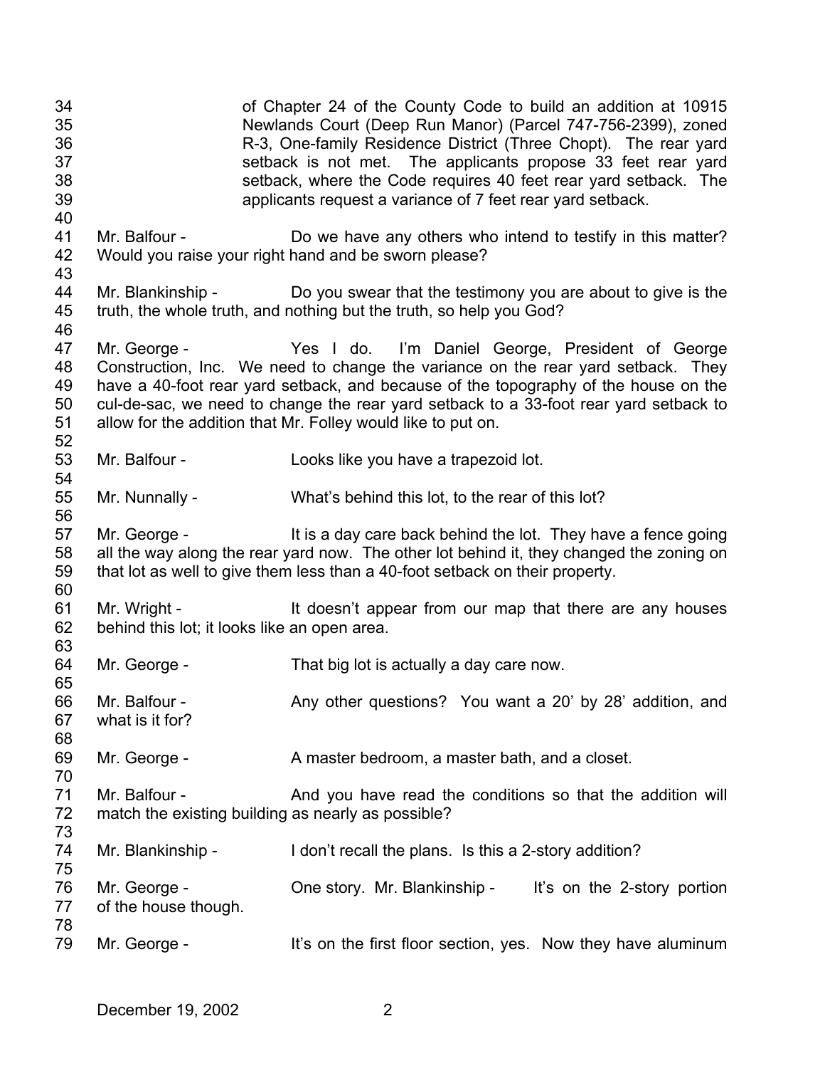of Chapter 24 of the County Code to build an addition at 10915 Newlands Court (Deep Run Manor) (Parcel 747-756-2399), zoned R-3, One-family Residence District (Three Chopt). The rear yard setback is not met. The applicants propose 33 feet rear yard setback, where the Code requires 40 feet rear yard setback. The applicants request a variance of 7 feet rear yard setback.

Mr. Balfour - Do we have any others who intend to testify in this matter? Would you raise your right hand and be sworn please?

Mr. Blankinship - Do you swear that the testimony you are about to give is the truth, the whole truth, and nothing but the truth, so help you God?

Mr. George - Yes I do. I'm Daniel George, President of George Construction, Inc. We need to change the variance on the rear yard setback. They have a 40-foot rear yard setback, and because of the topography of the house on the cul-de-sac, we need to change the rear yard setback to a 33-foot rear yard setback to allow for the addition that Mr. Folley would like to put on.

Mr. Balfour - Looks like you have a trapezoid lot.

Mr. Nunnally - What's behind this lot, to the rear of this lot?

Mr. George - It is a day care back behind the lot. They have a fence going all the way along the rear yard now. The other lot behind it, they changed the zoning on that lot as well to give them less than a 40-foot setback on their property.

Mr. Wright - It doesn't appear from our map that there are any houses behind this lot; it looks like an open area.

Mr. George - That big lot is actually a day care now.

Mr. Balfour - Any other questions? You want a 20' by 28' addition, and what is it for?

Mr. George - A master bedroom, a master bath, and a closet.

Mr. Balfour - And you have read the conditions so that the addition will match the existing building as nearly as possible?

Mr. Blankinship - I don't recall the plans. Is this a 2-story addition?

Mr. George - One story. Mr. Blankinship - It's on the 2-story portion of the house though.

Mr. George - It's on the first floor section, yes. Now they have aluminum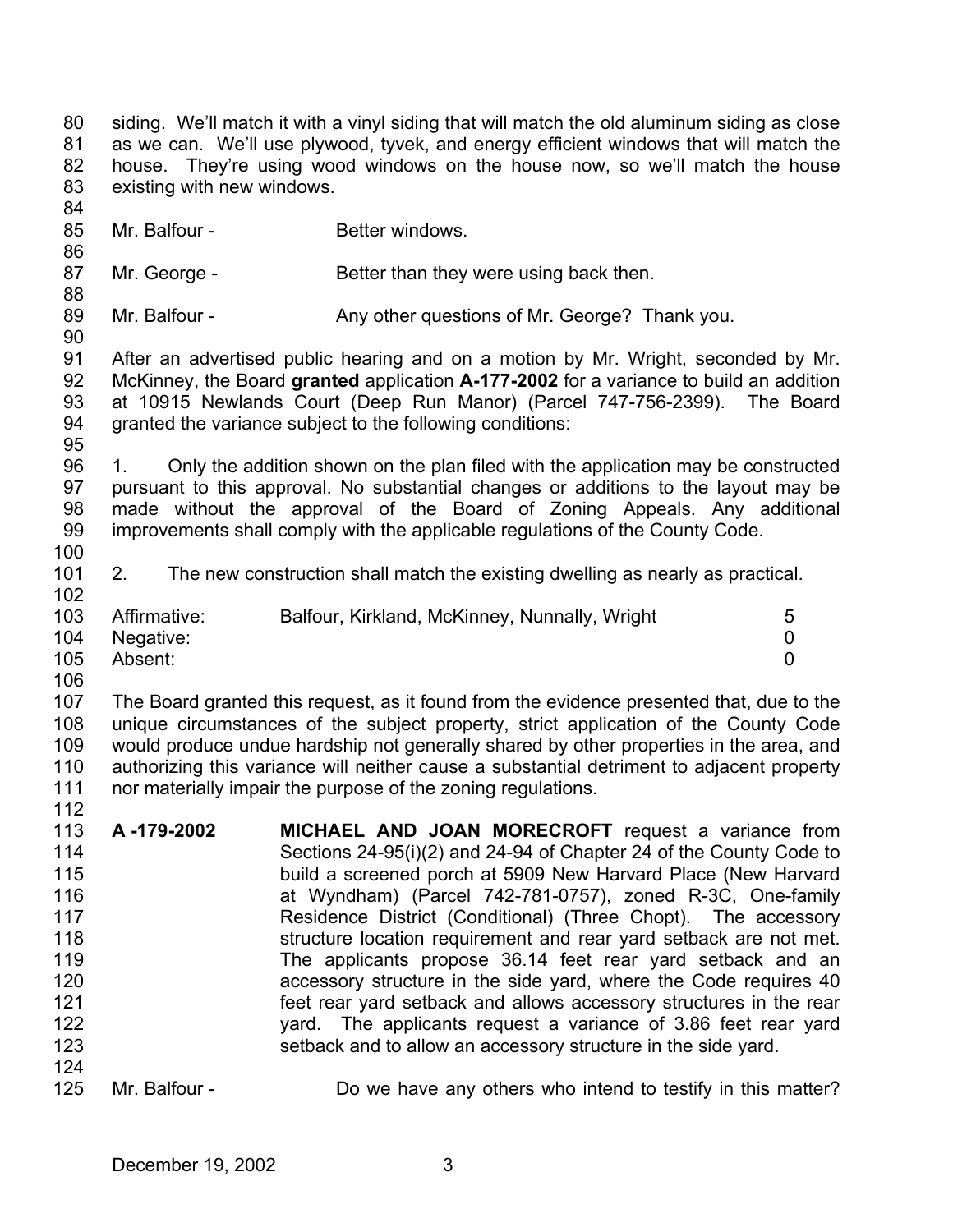siding. We'll match it with a vinyl siding that will match the old aluminum siding as close as we can. We'll use plywood, tyvek, and energy efficient windows that will match the house. They're using wood windows on the house now, so we'll match the house existing with new windows.

Mr. Balfour - Better windows.

Mr. George - Better than they were using back then.

Mr. Balfour - Any other questions of Mr. George? Thank you.

After an advertised public hearing and on a motion by Mr. Wright, seconded by Mr. McKinney, the Board **granted** application **A-177-2002** for a variance to build an addition at 10915 Newlands Court (Deep Run Manor) (Parcel 747-756-2399). The Board granted the variance subject to the following conditions:

1. Only the addition shown on the plan filed with the application may be constructed pursuant to this approval. No substantial changes or additions to the layout may be made without the approval of the Board of Zoning Appeals. Any additional improvements shall comply with the applicable regulations of the County Code.

2. The new construction shall match the existing dwelling as nearly as practical.

| | | |
|---|---|---|
| Affirmative: | Balfour, Kirkland, McKinney, Nunnally, Wright | 5 |
| Negative: | | 0 |
| Absent: | | 0 |

The Board granted this request, as it found from the evidence presented that, due to the unique circumstances of the subject property, strict application of the County Code would produce undue hardship not generally shared by other properties in the area, and authorizing this variance will neither cause a substantial detriment to adjacent property nor materially impair the purpose of the zoning regulations.

**A -179-2002** **MICHAEL AND JOAN MORECROFT** request a variance from Sections 24-95(i)(2) and 24-94 of Chapter 24 of the County Code to build a screened porch at 5909 New Harvard Place (New Harvard at Wyndham) (Parcel 742-781-0757), zoned R-3C, One-family Residence District (Conditional) (Three Chopt). The accessory structure location requirement and rear yard setback are not met. The applicants propose 36.14 feet rear yard setback and an accessory structure in the side yard, where the Code requires 40 feet rear yard setback and allows accessory structures in the rear yard. The applicants request a variance of 3.86 feet rear yard setback and to allow an accessory structure in the side yard.

Mr. Balfour - Do we have any others who intend to testify in this matter?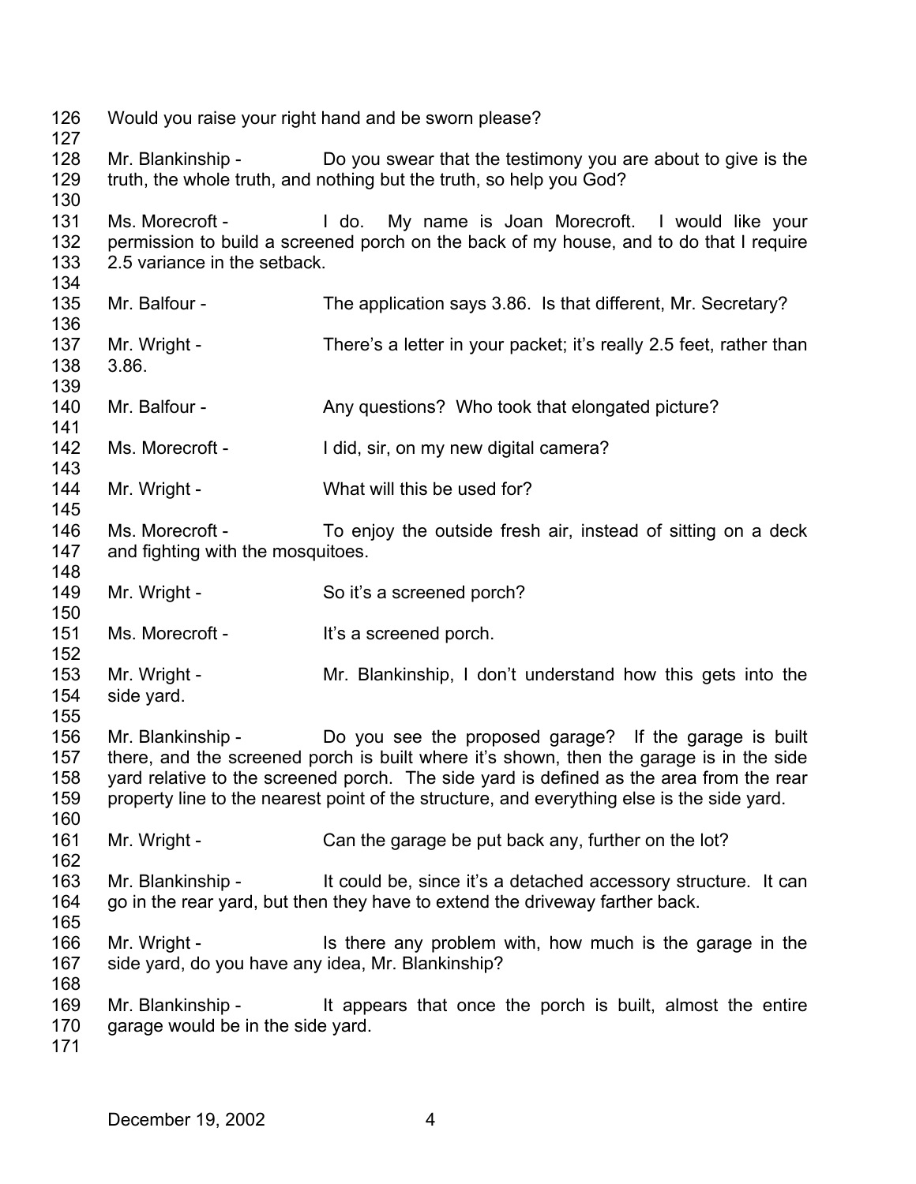Would you raise your right hand and be sworn please?

Mr. Blankinship - Do you swear that the testimony you are about to give is the truth, the whole truth, and nothing but the truth, so help you God?

Ms. Morecroft - I do. My name is Joan Morecroft. I would like your permission to build a screened porch on the back of my house, and to do that I require 2.5 variance in the setback.

Mr. Balfour - The application says 3.86. Is that different, Mr. Secretary?

Mr. Wright - There's a letter in your packet; it's really 2.5 feet, rather than 3.86.

Mr. Balfour - Any questions? Who took that elongated picture?

Ms. Morecroft - I did, sir, on my new digital camera?

Mr. Wright - What will this be used for?

Ms. Morecroft - To enjoy the outside fresh air, instead of sitting on a deck and fighting with the mosquitoes.

Mr. Wright - So it's a screened porch?

Ms. Morecroft - It's a screened porch.

Mr. Wright - Mr. Blankinship, I don't understand how this gets into the side yard.

Mr. Blankinship - Do you see the proposed garage? If the garage is built there, and the screened porch is built where it's shown, then the garage is in the side yard relative to the screened porch. The side yard is defined as the area from the rear property line to the nearest point of the structure, and everything else is the side yard.

Mr. Wright - Can the garage be put back any, further on the lot?

Mr. Blankinship - It could be, since it's a detached accessory structure. It can go in the rear yard, but then they have to extend the driveway farther back.

Mr. Wright - Is there any problem with, how much is the garage in the side yard, do you have any idea, Mr. Blankinship?

Mr. Blankinship - It appears that once the porch is built, almost the entire garage would be in the side yard.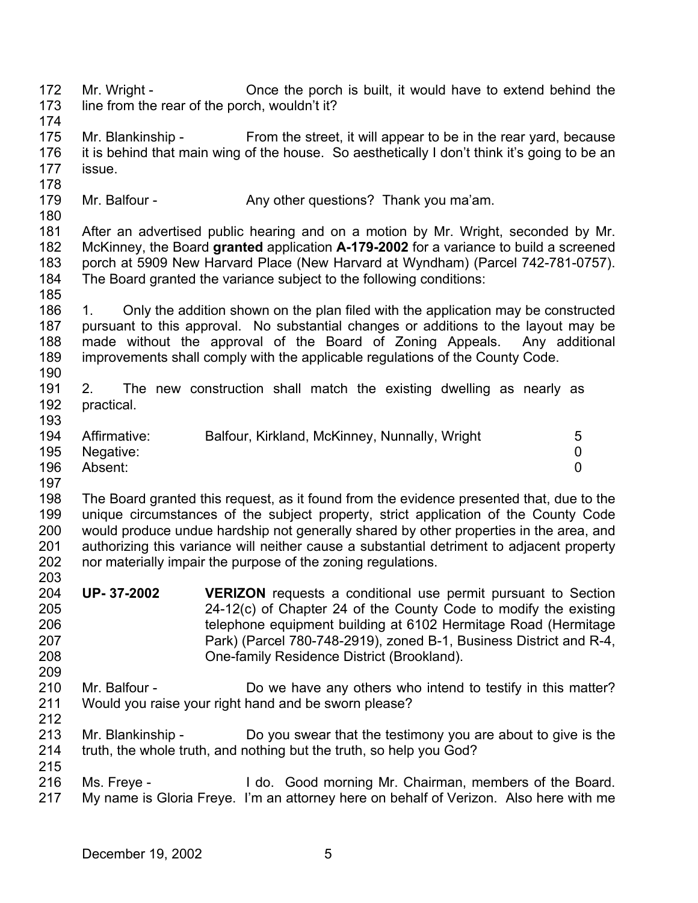Mr. Wright - Once the porch is built, it would have to extend behind the line from the rear of the porch, wouldn't it?

Mr. Blankinship - From the street, it will appear to be in the rear yard, because it is behind that main wing of the house. So aesthetically I don't think it's going to be an issue.

Mr. Balfour - Any other questions? Thank you ma'am.

After an advertised public hearing and on a motion by Mr. Wright, seconded by Mr. McKinney, the Board **granted** application **A-179-2002** for a variance to build a screened porch at 5909 New Harvard Place (New Harvard at Wyndham) (Parcel 742-781-0757). The Board granted the variance subject to the following conditions:

1. Only the addition shown on the plan filed with the application may be constructed pursuant to this approval. No substantial changes or additions to the layout may be made without the approval of the Board of Zoning Appeals. Any additional improvements shall comply with the applicable regulations of the County Code.

2. The new construction shall match the existing dwelling as nearly as practical.

| | | |
|---|---|---|
| Affirmative: | Balfour, Kirkland, McKinney, Nunnally, Wright | 5 |
| Negative: | | 0 |
| Absent: | | 0 |

The Board granted this request, as it found from the evidence presented that, due to the unique circumstances of the subject property, strict application of the County Code would produce undue hardship not generally shared by other properties in the area, and authorizing this variance will neither cause a substantial detriment to adjacent property nor materially impair the purpose of the zoning regulations.

**UP- 37-2002** **VERIZON** requests a conditional use permit pursuant to Section 24-12(c) of Chapter 24 of the County Code to modify the existing telephone equipment building at 6102 Hermitage Road (Hermitage Park) (Parcel 780-748-2919), zoned B-1, Business District and R-4, One-family Residence District (Brookland).

Mr. Balfour - Do we have any others who intend to testify in this matter? Would you raise your right hand and be sworn please?

Mr. Blankinship - Do you swear that the testimony you are about to give is the truth, the whole truth, and nothing but the truth, so help you God?

Ms. Freye - I do. Good morning Mr. Chairman, members of the Board. My name is Gloria Freye. I'm an attorney here on behalf of Verizon. Also here with me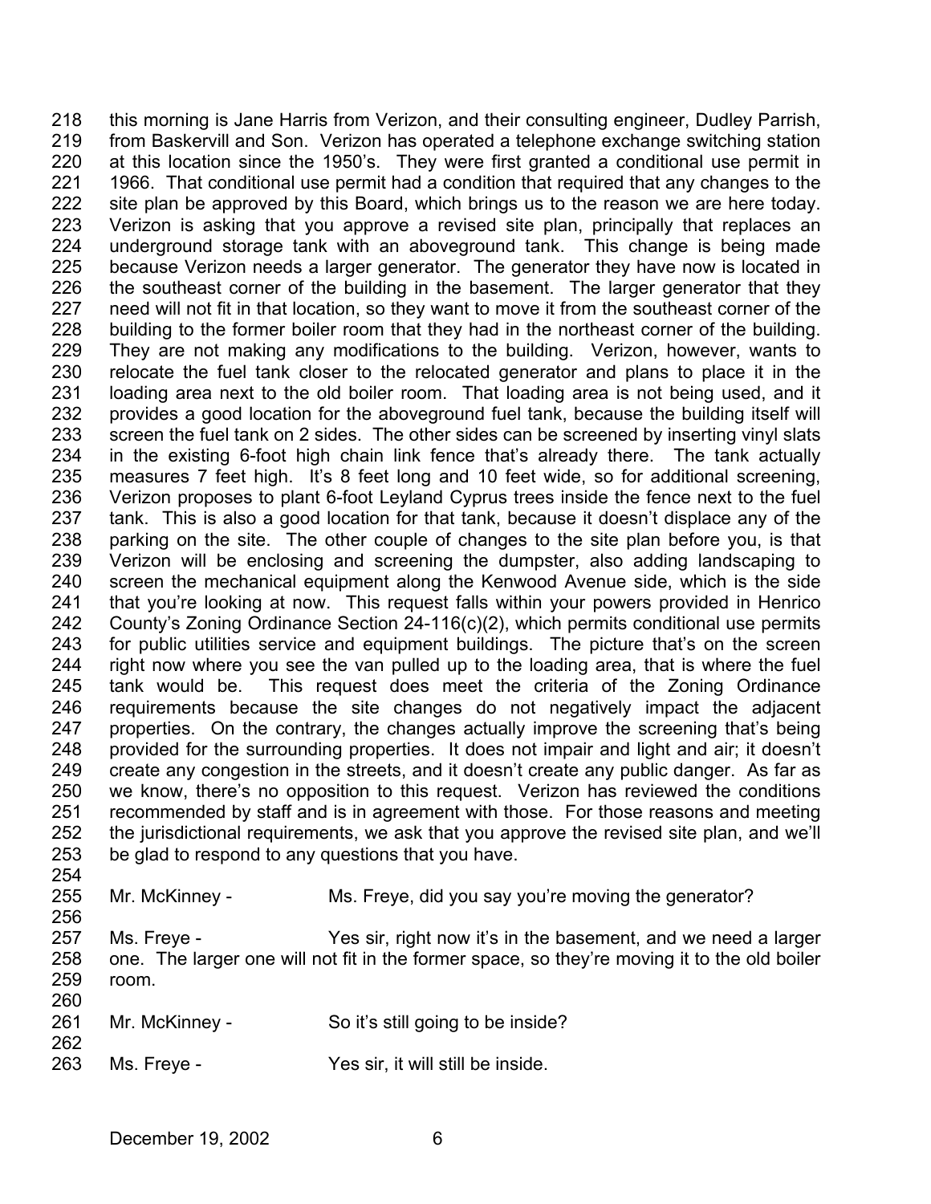218 this morning is Jane Harris from Verizon, and their consulting engineer, Dudley Parrish,
219 from Baskervill and Son. Verizon has operated a telephone exchange switching station
220 at this location since the 1950's. They were first granted a conditional use permit in
221 1966. That conditional use permit had a condition that required that any changes to the
222 site plan be approved by this Board, which brings us to the reason we are here today.
223 Verizon is asking that you approve a revised site plan, principally that replaces an
224 underground storage tank with an aboveground tank. This change is being made
225 because Verizon needs a larger generator. The generator they have now is located in
226 the southeast corner of the building in the basement. The larger generator that they
227 need will not fit in that location, so they want to move it from the southeast corner of the
228 building to the former boiler room that they had in the northeast corner of the building.
229 They are not making any modifications to the building. Verizon, however, wants to
230 relocate the fuel tank closer to the relocated generator and plans to place it in the
231 loading area next to the old boiler room. That loading area is not being used, and it
232 provides a good location for the aboveground fuel tank, because the building itself will
233 screen the fuel tank on 2 sides. The other sides can be screened by inserting vinyl slats
234 in the existing 6-foot high chain link fence that's already there. The tank actually
235 measures 7 feet high. It's 8 feet long and 10 feet wide, so for additional screening,
236 Verizon proposes to plant 6-foot Leyland Cyprus trees inside the fence next to the fuel
237 tank. This is also a good location for that tank, because it doesn't displace any of the
238 parking on the site. The other couple of changes to the site plan before you, is that
239 Verizon will be enclosing and screening the dumpster, also adding landscaping to
240 screen the mechanical equipment along the Kenwood Avenue side, which is the side
241 that you're looking at now. This request falls within your powers provided in Henrico
242 County's Zoning Ordinance Section 24-116(c)(2), which permits conditional use permits
243 for public utilities service and equipment buildings. The picture that's on the screen
244 right now where you see the van pulled up to the loading area, that is where the fuel
245 tank would be. This request does meet the criteria of the Zoning Ordinance
246 requirements because the site changes do not negatively impact the adjacent
247 properties. On the contrary, the changes actually improve the screening that's being
248 provided for the surrounding properties. It does not impair and light and air; it doesn't
249 create any congestion in the streets, and it doesn't create any public danger. As far as
250 we know, there's no opposition to this request. Verizon has reviewed the conditions
251 recommended by staff and is in agreement with those. For those reasons and meeting
252 the jurisdictional requirements, we ask that you approve the revised site plan, and we'll
253 be glad to respond to any questions that you have.
254
255 Mr. McKinney - Ms. Freye, did you say you're moving the generator?
256
257 Ms. Freye - Yes sir, right now it's in the basement, and we need a larger
258 one. The larger one will not fit in the former space, so they're moving it to the old boiler
259 room.
260
261 Mr. McKinney - So it's still going to be inside?
262
263 Ms. Freye - Yes sir, it will still be inside.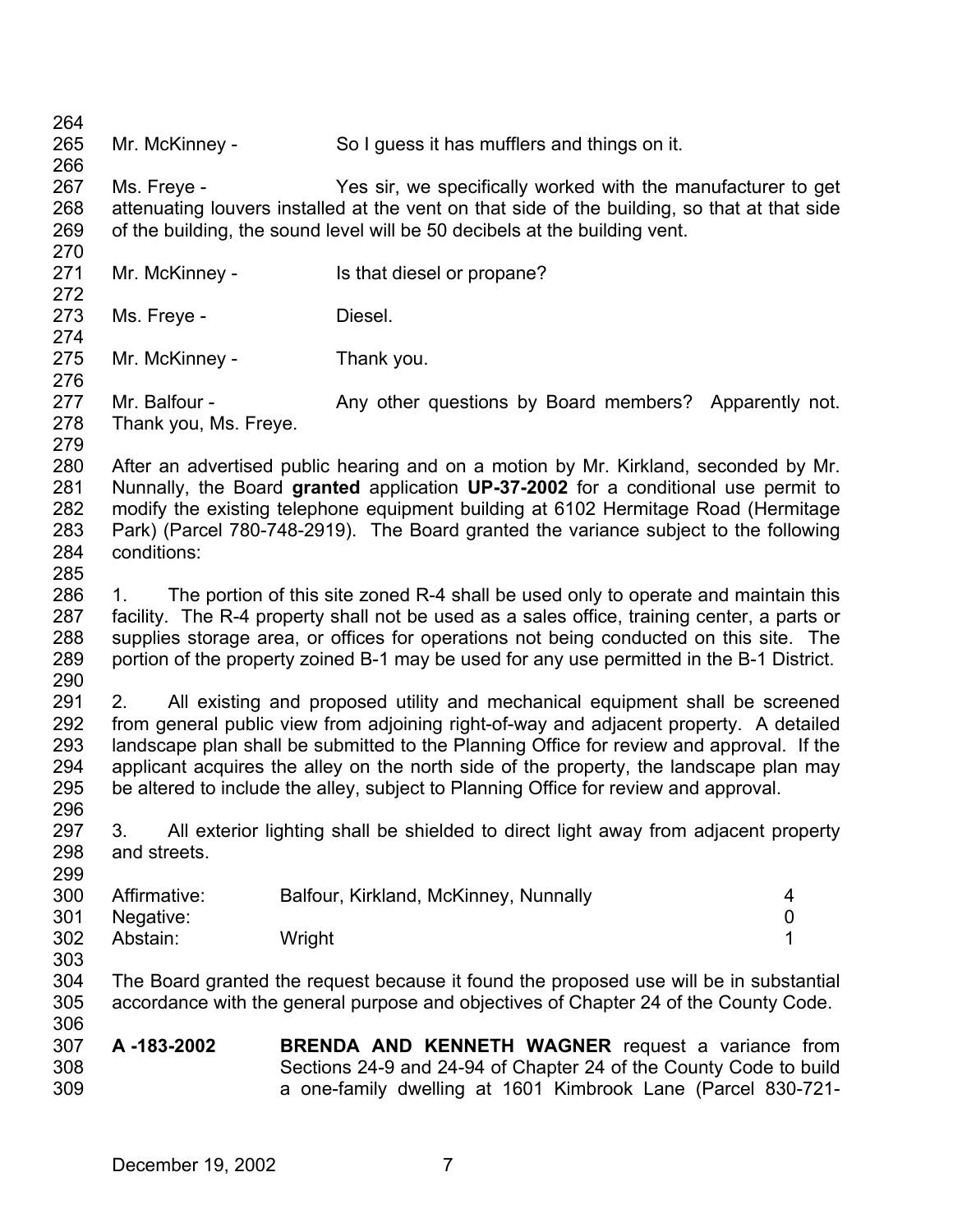Mr. McKinney - So I guess it has mufflers and things on it.

Ms. Freye - Yes sir, we specifically worked with the manufacturer to get attenuating louvers installed at the vent on that side of the building, so that at that side of the building, the sound level will be 50 decibels at the building vent.

Mr. McKinney - Is that diesel or propane?

Ms. Freye - Diesel.

Mr. McKinney - Thank you.

Mr. Balfour - Any other questions by Board members? Apparently not. Thank you, Ms. Freye.

After an advertised public hearing and on a motion by Mr. Kirkland, seconded by Mr. Nunnally, the Board **granted** application **UP-37-2002** for a conditional use permit to modify the existing telephone equipment building at 6102 Hermitage Road (Hermitage Park) (Parcel 780-748-2919). The Board granted the variance subject to the following conditions:

1. The portion of this site zoned R-4 shall be used only to operate and maintain this facility. The R-4 property shall not be used as a sales office, training center, a parts or supplies storage area, or offices for operations not being conducted on this site. The portion of the property zoned B-1 may be used for any use permitted in the B-1 District.

2. All existing and proposed utility and mechanical equipment shall be screened from general public view from adjoining right-of-way and adjacent property. A detailed landscape plan shall be submitted to the Planning Office for review and approval. If the applicant acquires the alley on the north side of the property, the landscape plan may be altered to include the alley, subject to Planning Office for review and approval.

3. All exterior lighting shall be shielded to direct light away from adjacent property and streets.

| | | |
|---|---|---|
| Affirmative: | Balfour, Kirkland, McKinney, Nunnally | 4 |
| Negative: | | 0 |
| Abstain: | Wright | 1 |

The Board granted the request because it found the proposed use will be in substantial accordance with the general purpose and objectives of Chapter 24 of the County Code.

**A -183-2002** **BRENDA AND KENNETH WAGNER** request a variance from Sections 24-9 and 24-94 of Chapter 24 of the County Code to build a one-family dwelling at 1601 Kimbrook Lane (Parcel 830-721-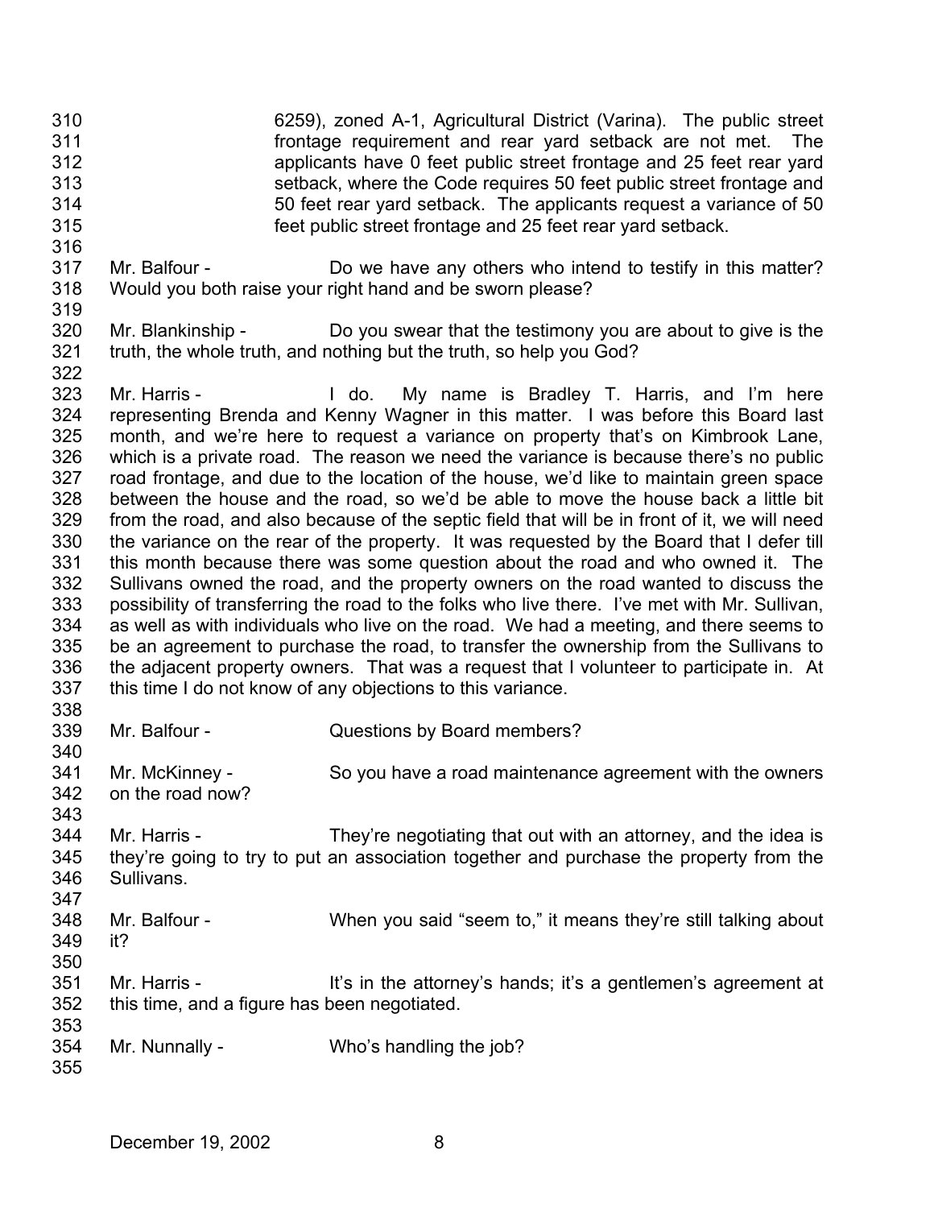6259), zoned A-1, Agricultural District (Varina). The public street frontage requirement and rear yard setback are not met. The applicants have 0 feet public street frontage and 25 feet rear yard setback, where the Code requires 50 feet public street frontage and 50 feet rear yard setback. The applicants request a variance of 50 feet public street frontage and 25 feet rear yard setback.

Mr. Balfour - Do we have any others who intend to testify in this matter? Would you both raise your right hand and be sworn please?

Mr. Blankinship - Do you swear that the testimony you are about to give is the truth, the whole truth, and nothing but the truth, so help you God?

Mr. Harris - I do. My name is Bradley T. Harris, and I'm here representing Brenda and Kenny Wagner in this matter. I was before this Board last month, and we're here to request a variance on property that's on Kimbrook Lane, which is a private road. The reason we need the variance is because there's no public road frontage, and due to the location of the house, we'd like to maintain green space between the house and the road, so we'd be able to move the house back a little bit from the road, and also because of the septic field that will be in front of it, we will need the variance on the rear of the property. It was requested by the Board that I defer till this month because there was some question about the road and who owned it. The Sullivans owned the road, and the property owners on the road wanted to discuss the possibility of transferring the road to the folks who live there. I've met with Mr. Sullivan, as well as with individuals who live on the road. We had a meeting, and there seems to be an agreement to purchase the road, to transfer the ownership from the Sullivans to the adjacent property owners. That was a request that I volunteer to participate in. At this time I do not know of any objections to this variance.

Mr. Balfour - Questions by Board members?

Mr. McKinney - So you have a road maintenance agreement with the owners on the road now?

Mr. Harris - They're negotiating that out with an attorney, and the idea is they're going to try to put an association together and purchase the property from the Sullivans.

Mr. Balfour - When you said "seem to," it means they're still talking about it?

Mr. Harris - It's in the attorney's hands; it's a gentlemen's agreement at this time, and a figure has been negotiated.

Mr. Nunnally - Who's handling the job?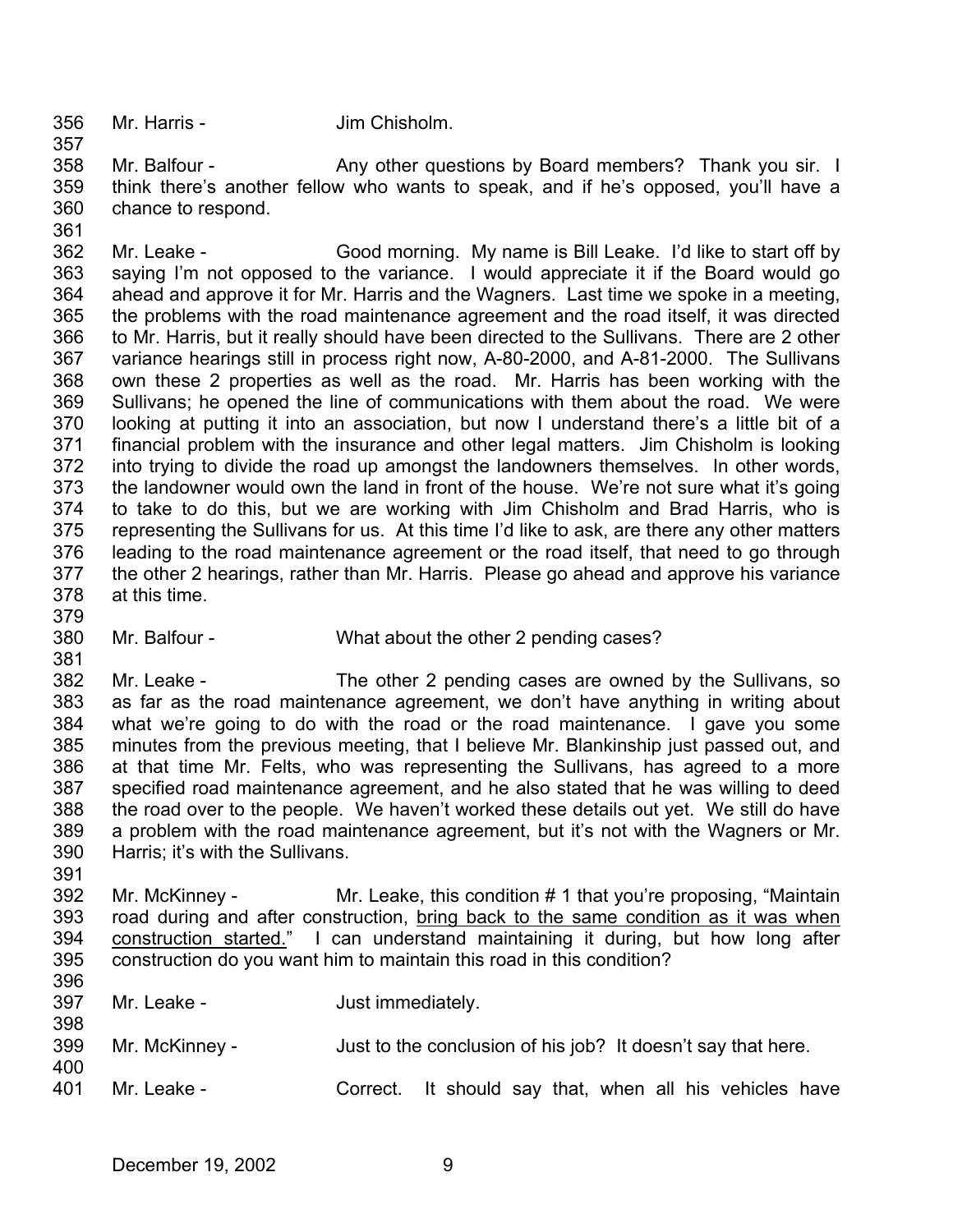356 Mr. Harris - Jim Chisholm.

357

358 Mr. Balfour - Any other questions by Board members? Thank you sir. I
359 think there's another fellow who wants to speak, and if he's opposed, you'll have a
360 chance to respond.

361

362 Mr. Leake - Good morning. My name is Bill Leake. I'd like to start off by
363 saying I'm not opposed to the variance. I would appreciate it if the Board would go
364 ahead and approve it for Mr. Harris and the Wagners. Last time we spoke in a meeting,
365 the problems with the road maintenance agreement and the road itself, it was directed
366 to Mr. Harris, but it really should have been directed to the Sullivans. There are 2 other
367 variance hearings still in process right now, A-80-2000, and A-81-2000. The Sullivans
368 own these 2 properties as well as the road. Mr. Harris has been working with the
369 Sullivans; he opened the line of communications with them about the road. We were
370 looking at putting it into an association, but now I understand there's a little bit of a
371 financial problem with the insurance and other legal matters. Jim Chisholm is looking
372 into trying to divide the road up amongst the landowners themselves. In other words,
373 the landowner would own the land in front of the house. We're not sure what it's going
374 to take to do this, but we are working with Jim Chisholm and Brad Harris, who is
375 representing the Sullivans for us. At this time I'd like to ask, are there any other matters
376 leading to the road maintenance agreement or the road itself, that need to go through
377 the other 2 hearings, rather than Mr. Harris. Please go ahead and approve his variance
378 at this time.

379

380 Mr. Balfour - What about the other 2 pending cases?

381

382 Mr. Leake - The other 2 pending cases are owned by the Sullivans, so
383 as far as the road maintenance agreement, we don't have anything in writing about
384 what we're going to do with the road or the road maintenance. I gave you some
385 minutes from the previous meeting, that I believe Mr. Blankinship just passed out, and
386 at that time Mr. Felts, who was representing the Sullivans, has agreed to a more
387 specified road maintenance agreement, and he also stated that he was willing to deed
388 the road over to the people. We haven't worked these details out yet. We still do have
389 a problem with the road maintenance agreement, but it's not with the Wagners or Mr.
390 Harris; it's with the Sullivans.

391

392 Mr. McKinney - Mr. Leake, this condition # 1 that you're proposing, "Maintain
393 road during and after construction, <u>bring back to the same condition as it was when
394 construction started.</u>" I can understand maintaining it during, but how long after
395 construction do you want him to maintain this road in this condition?

396

397 Mr. Leake - Just immediately.

398

399 Mr. McKinney - Just to the conclusion of his job? It doesn't say that here.

400

401 Mr. Leake - Correct. It should say that, when all his vehicles have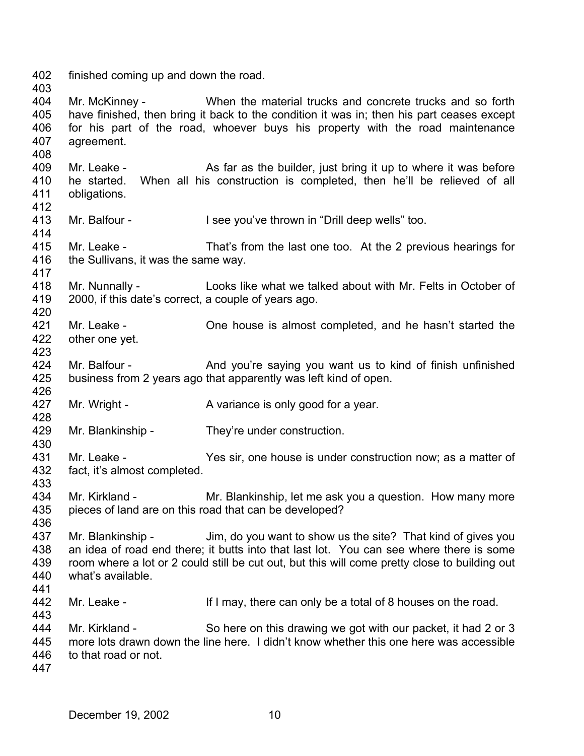finished coming up and down the road.

Mr. McKinney - When the material trucks and concrete trucks and so forth have finished, then bring it back to the condition it was in; then his part ceases except for his part of the road, whoever buys his property with the road maintenance agreement.

Mr. Leake - As far as the builder, just bring it up to where it was before he started. When all his construction is completed, then he'll be relieved of all obligations.

Mr. Balfour - I see you've thrown in "Drill deep wells" too.

Mr. Leake - That's from the last one too. At the 2 previous hearings for the Sullivans, it was the same way.

Mr. Nunnally - Looks like what we talked about with Mr. Felts in October of 2000, if this date's correct, a couple of years ago.

Mr. Leake - One house is almost completed, and he hasn't started the other one yet.

Mr. Balfour - And you're saying you want us to kind of finish unfinished business from 2 years ago that apparently was left kind of open.

Mr. Wright - A variance is only good for a year.

Mr. Blankinship - They're under construction.

Mr. Leake - Yes sir, one house is under construction now; as a matter of fact, it's almost completed.

Mr. Kirkland - Mr. Blankinship, let me ask you a question. How many more pieces of land are on this road that can be developed?

Mr. Blankinship - Jim, do you want to show us the site? That kind of gives you an idea of road end there; it butts into that last lot. You can see where there is some room where a lot or 2 could still be cut out, but this will come pretty close to building out what's available.

Mr. Leake - If I may, there can only be a total of 8 houses on the road.

Mr. Kirkland - So here on this drawing we got with our packet, it had 2 or 3 more lots drawn down the line here. I didn't know whether this one here was accessible to that road or not.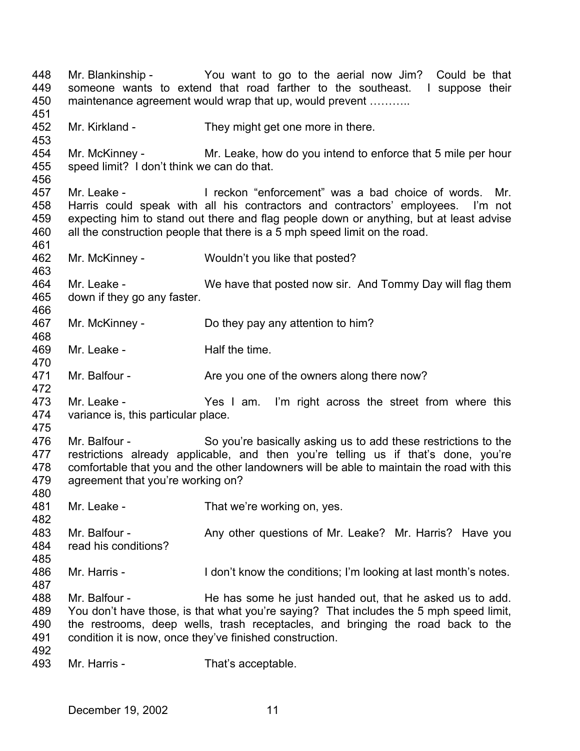448 Mr. Blankinship - You want to go to the aerial now Jim? Could be that
449 someone wants to extend that road farther to the southeast. I suppose their
450 maintenance agreement would wrap that up, would prevent ………..
451
452 Mr. Kirkland - They might get one more in there.
453
454 Mr. McKinney - Mr. Leake, how do you intend to enforce that 5 mile per hour
455 speed limit? I don't think we can do that.
456
457 Mr. Leake - I reckon "enforcement" was a bad choice of words. Mr.
458 Harris could speak with all his contractors and contractors' employees. I'm not
459 expecting him to stand out there and flag people down or anything, but at least advise
460 all the construction people that there is a 5 mph speed limit on the road.
461
462 Mr. McKinney - Wouldn't you like that posted?
463
464 Mr. Leake - We have that posted now sir. And Tommy Day will flag them
465 down if they go any faster.
466
467 Mr. McKinney - Do they pay any attention to him?
468
469 Mr. Leake - Half the time.
470
471 Mr. Balfour - Are you one of the owners along there now?
472
473 Mr. Leake - Yes I am. I'm right across the street from where this
474 variance is, this particular place.
475
476 Mr. Balfour - So you're basically asking us to add these restrictions to the
477 restrictions already applicable, and then you're telling us if that's done, you're
478 comfortable that you and the other landowners will be able to maintain the road with this
479 agreement that you're working on?
480
481 Mr. Leake - That we're working on, yes.
482
483 Mr. Balfour - Any other questions of Mr. Leake? Mr. Harris? Have you
484 read his conditions?
485
486 Mr. Harris - I don't know the conditions; I'm looking at last month's notes.
487
488 Mr. Balfour - He has some he just handed out, that he asked us to add.
489 You don't have those, is that what you're saying? That includes the 5 mph speed limit,
490 the restrooms, deep wells, trash receptacles, and bringing the road back to the
491 condition it is now, once they've finished construction.
492
493 Mr. Harris - That's acceptable.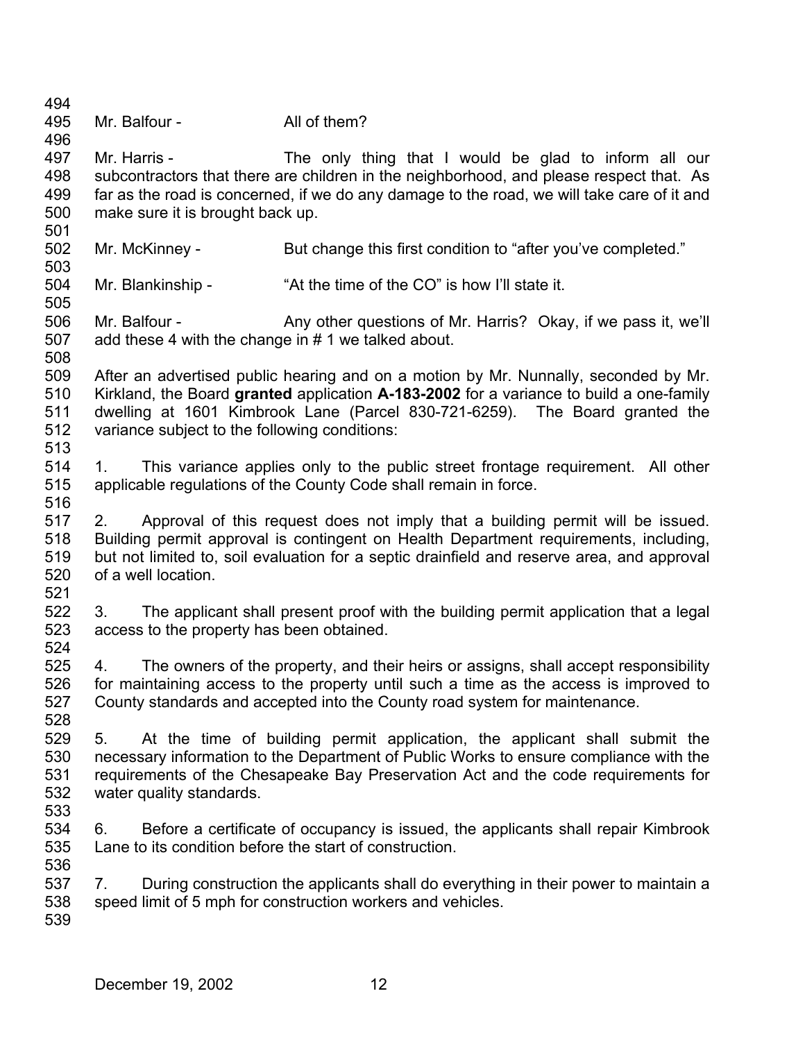Mr. Balfour - All of them?

Mr. Harris - The only thing that I would be glad to inform all our subcontractors that there are children in the neighborhood, and please respect that. As far as the road is concerned, if we do any damage to the road, we will take care of it and make sure it is brought back up.

Mr. McKinney - But change this first condition to "after you've completed."

Mr. Blankinship - "At the time of the CO" is how I'll state it.

Mr. Balfour - Any other questions of Mr. Harris? Okay, if we pass it, we'll add these 4 with the change in # 1 we talked about.

After an advertised public hearing and on a motion by Mr. Nunnally, seconded by Mr. Kirkland, the Board **granted** application **A-183-2002** for a variance to build a one-family dwelling at 1601 Kimbrook Lane (Parcel 830-721-6259). The Board granted the variance subject to the following conditions:

1. This variance applies only to the public street frontage requirement. All other applicable regulations of the County Code shall remain in force.

2. Approval of this request does not imply that a building permit will be issued. Building permit approval is contingent on Health Department requirements, including, but not limited to, soil evaluation for a septic drainfield and reserve area, and approval of a well location.

3. The applicant shall present proof with the building permit application that a legal access to the property has been obtained.

4. The owners of the property, and their heirs or assigns, shall accept responsibility for maintaining access to the property until such a time as the access is improved to County standards and accepted into the County road system for maintenance.

5. At the time of building permit application, the applicant shall submit the necessary information to the Department of Public Works to ensure compliance with the requirements of the Chesapeake Bay Preservation Act and the code requirements for water quality standards.

6. Before a certificate of occupancy is issued, the applicants shall repair Kimbrook Lane to its condition before the start of construction.

7. During construction the applicants shall do everything in their power to maintain a speed limit of 5 mph for construction workers and vehicles.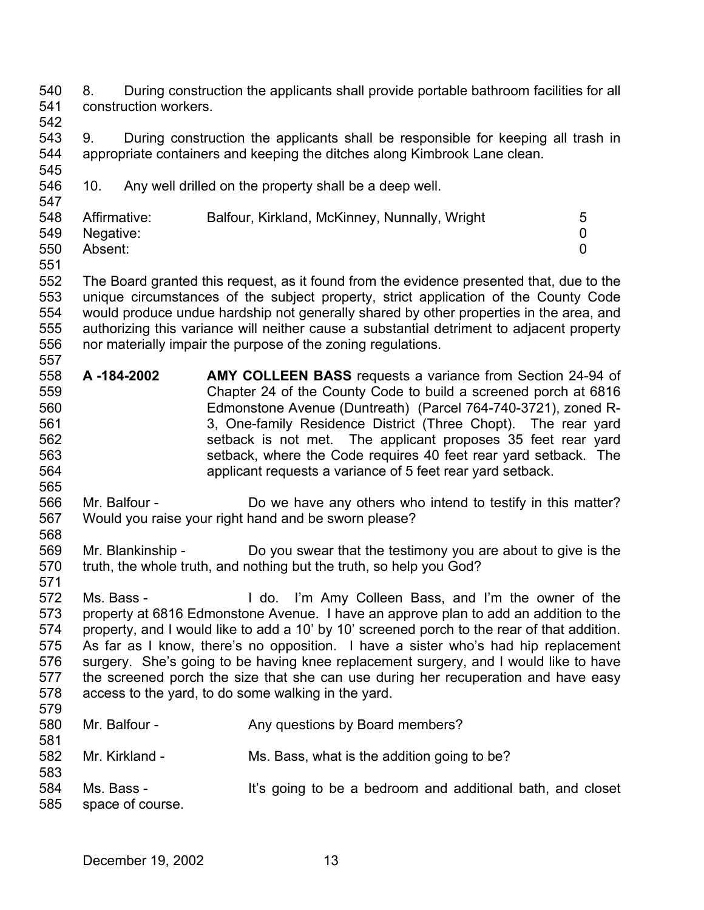8. During construction the applicants shall provide portable bathroom facilities for all construction workers.

9. During construction the applicants shall be responsible for keeping all trash in appropriate containers and keeping the ditches along Kimbrook Lane clean.

10. Any well drilled on the property shall be a deep well.

| | | |
|---|---|---|
| Affirmative: | Balfour, Kirkland, McKinney, Nunnally, Wright | 5 |
| Negative: | | 0 |
| Absent: | | 0 |

The Board granted this request, as it found from the evidence presented that, due to the unique circumstances of the subject property, strict application of the County Code would produce undue hardship not generally shared by other properties in the area, and authorizing this variance will neither cause a substantial detriment to adjacent property nor materially impair the purpose of the zoning regulations.

**A -184-2002** **AMY COLLEEN BASS** requests a variance from Section 24-94 of Chapter 24 of the County Code to build a screened porch at 6816 Edmonstone Avenue (Duntreath) (Parcel 764-740-3721), zoned R-3, One-family Residence District (Three Chopt). The rear yard setback is not met. The applicant proposes 35 feet rear yard setback, where the Code requires 40 feet rear yard setback. The applicant requests a variance of 5 feet rear yard setback.

Mr. Balfour - Do we have any others who intend to testify in this matter? Would you raise your right hand and be sworn please?

Mr. Blankinship - Do you swear that the testimony you are about to give is the truth, the whole truth, and nothing but the truth, so help you God?

Ms. Bass - I do. I'm Amy Colleen Bass, and I'm the owner of the property at 6816 Edmonstone Avenue. I have an approve plan to add an addition to the property, and I would like to add a 10' by 10' screened porch to the rear of that addition. As far as I know, there's no opposition. I have a sister who's had hip replacement surgery. She's going to be having knee replacement surgery, and I would like to have the screened porch the size that she can use during her recuperation and have easy access to the yard, to do some walking in the yard.

Mr. Balfour - Any questions by Board members?

Mr. Kirkland - Ms. Bass, what is the addition going to be?

Ms. Bass - It's going to be a bedroom and additional bath, and closet space of course.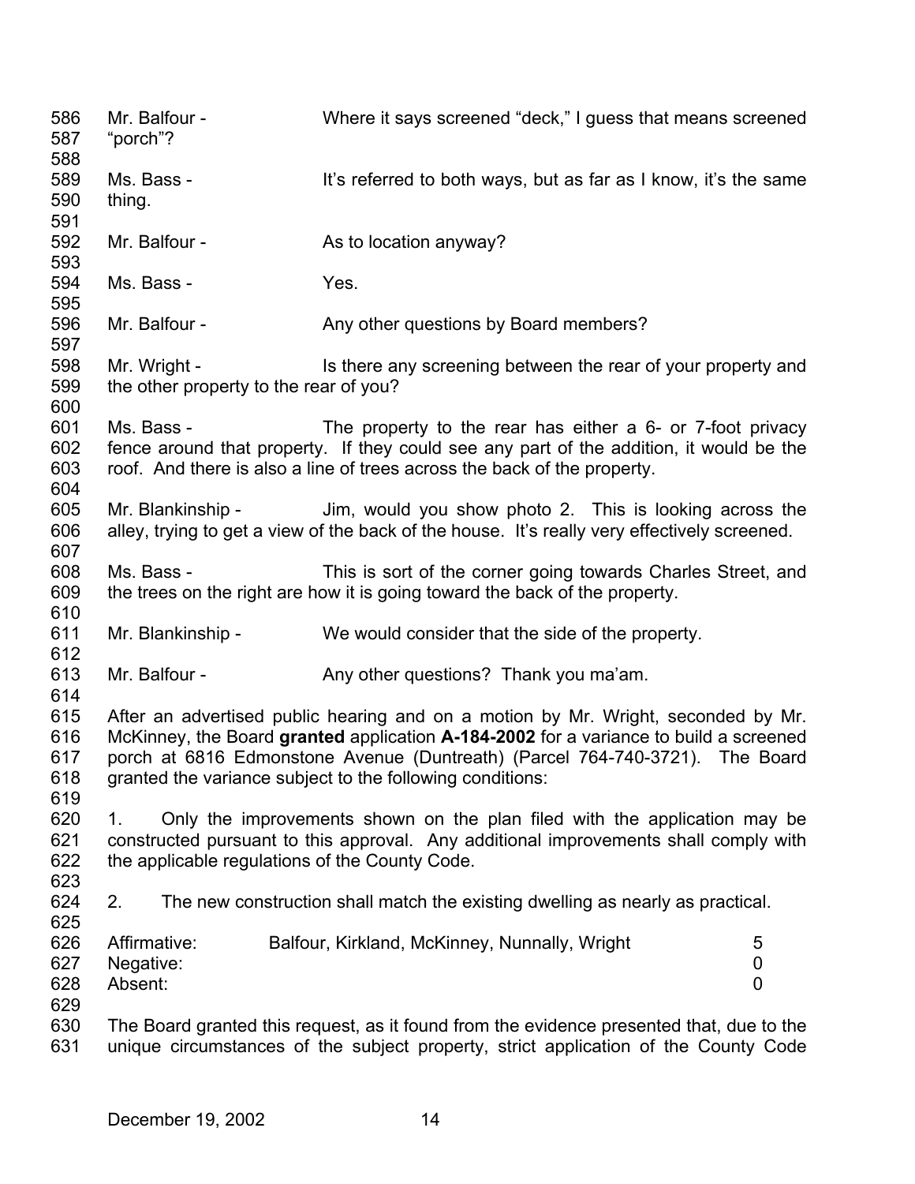Mr. Balfour - Where it says screened “deck,” I guess that means screened “porch”?

Ms. Bass - It’s referred to both ways, but as far as I know, it’s the same thing.

Mr. Balfour - As to location anyway?

Ms. Bass - Yes.

Mr. Balfour - Any other questions by Board members?

Mr. Wright - Is there any screening between the rear of your property and the other property to the rear of you?

Ms. Bass - The property to the rear has either a 6- or 7-foot privacy fence around that property. If they could see any part of the addition, it would be the roof. And there is also a line of trees across the back of the property.

Mr. Blankinship - Jim, would you show photo 2. This is looking across the alley, trying to get a view of the back of the house. It’s really very effectively screened.

Ms. Bass - This is sort of the corner going towards Charles Street, and the trees on the right are how it is going toward the back of the property.

Mr. Blankinship - We would consider that the side of the property.

Mr. Balfour - Any other questions? Thank you ma’am.

After an advertised public hearing and on a motion by Mr. Wright, seconded by Mr. McKinney, the Board **granted** application **A-184-2002** for a variance to build a screened porch at 6816 Edmonstone Avenue (Duntreath) (Parcel 764-740-3721). The Board granted the variance subject to the following conditions:

1. Only the improvements shown on the plan filed with the application may be constructed pursuant to this approval. Any additional improvements shall comply with the applicable regulations of the County Code.

2. The new construction shall match the existing dwelling as nearly as practical.

| | | |
|---|---|---|
| Affirmative: | Balfour, Kirkland, McKinney, Nunnally, Wright | 5 |
| Negative: | | 0 |
| Absent: | | 0 |

The Board granted this request, as it found from the evidence presented that, due to the unique circumstances of the subject property, strict application of the County Code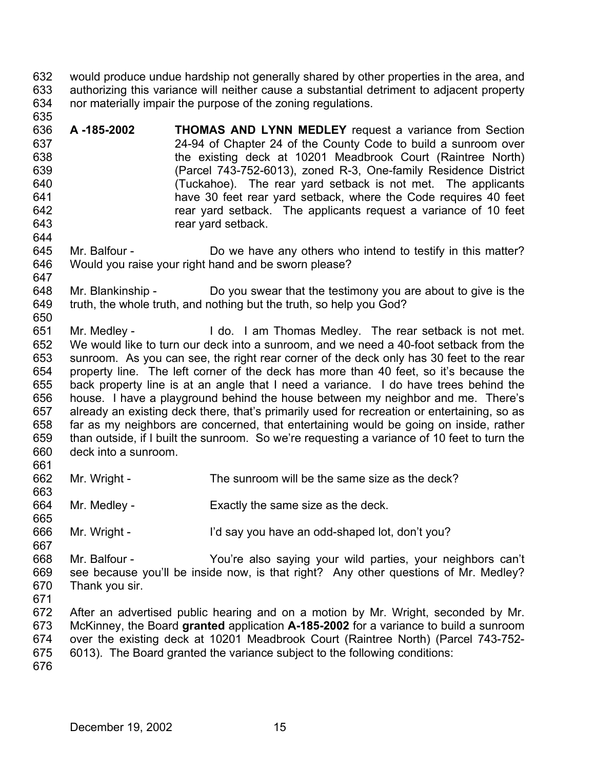would produce undue hardship not generally shared by other properties in the area, and authorizing this variance will neither cause a substantial detriment to adjacent property nor materially impair the purpose of the zoning regulations.

**A -185-2002** **THOMAS AND LYNN MEDLEY** request a variance from Section 24-94 of Chapter 24 of the County Code to build a sunroom over the existing deck at 10201 Meadbrook Court (Raintree North) (Parcel 743-752-6013), zoned R-3, One-family Residence District (Tuckahoe). The rear yard setback is not met. The applicants have 30 feet rear yard setback, where the Code requires 40 feet rear yard setback. The applicants request a variance of 10 feet rear yard setback.

Mr. Balfour - Do we have any others who intend to testify in this matter? Would you raise your right hand and be sworn please?

Mr. Blankinship - Do you swear that the testimony you are about to give is the truth, the whole truth, and nothing but the truth, so help you God?

Mr. Medley - I do. I am Thomas Medley. The rear setback is not met. We would like to turn our deck into a sunroom, and we need a 40-foot setback from the sunroom. As you can see, the right rear corner of the deck only has 30 feet to the rear property line. The left corner of the deck has more than 40 feet, so it's because the back property line is at an angle that I need a variance. I do have trees behind the house. I have a playground behind the house between my neighbor and me. There's already an existing deck there, that's primarily used for recreation or entertaining, so as far as my neighbors are concerned, that entertaining would be going on inside, rather than outside, if I built the sunroom. So we're requesting a variance of 10 feet to turn the deck into a sunroom.

Mr. Wright - The sunroom will be the same size as the deck?

Mr. Medley - Exactly the same size as the deck.

Mr. Wright - I'd say you have an odd-shaped lot, don't you?

Mr. Balfour - You're also saying your wild parties, your neighbors can't see because you'll be inside now, is that right? Any other questions of Mr. Medley? Thank you sir.

After an advertised public hearing and on a motion by Mr. Wright, seconded by Mr. McKinney, the Board **granted** application **A-185-2002** for a variance to build a sunroom over the existing deck at 10201 Meadbrook Court (Raintree North) (Parcel 743-752-6013). The Board granted the variance subject to the following conditions: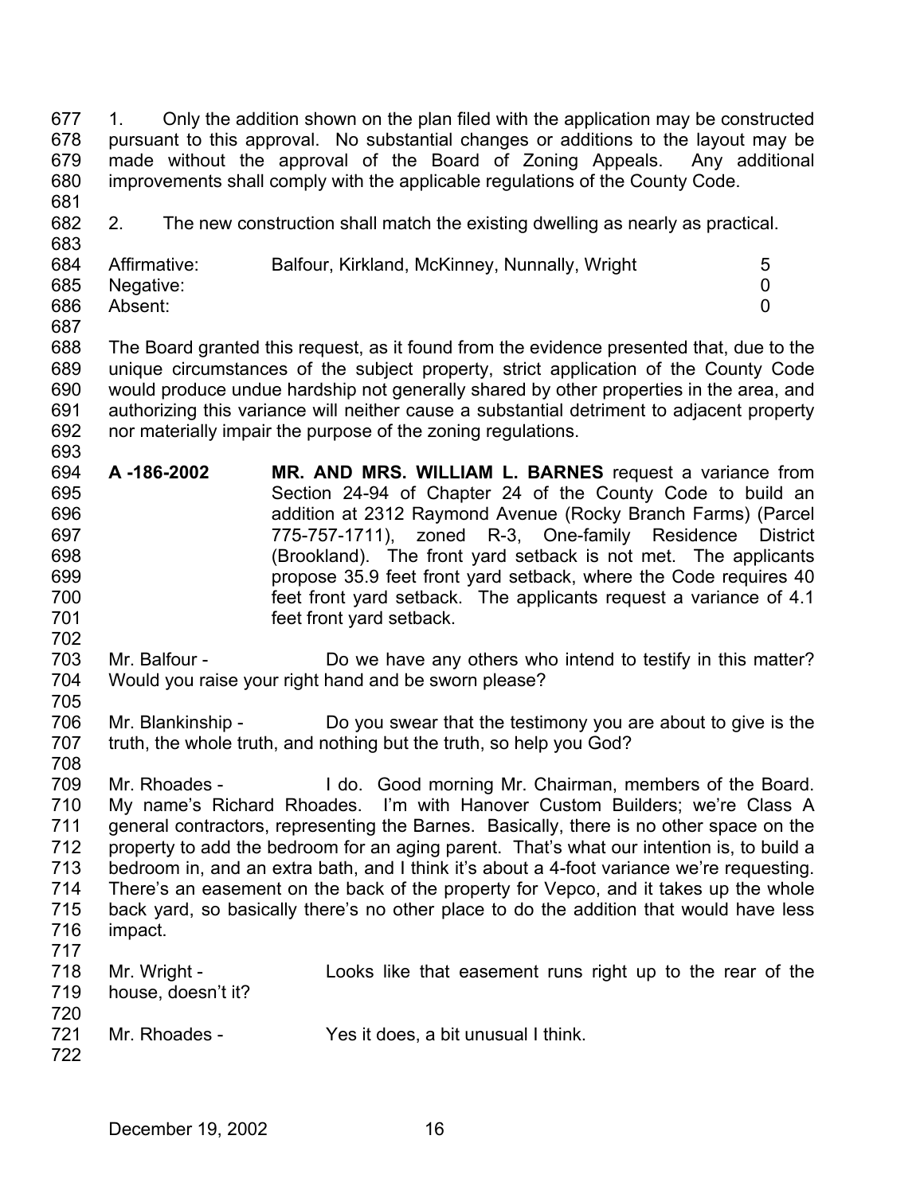1. Only the addition shown on the plan filed with the application may be constructed pursuant to this approval. No substantial changes or additions to the layout may be made without the approval of the Board of Zoning Appeals. Any additional improvements shall comply with the applicable regulations of the County Code.

2. The new construction shall match the existing dwelling as nearly as practical.

| | | |
|---|---|---|
| Affirmative: | Balfour, Kirkland, McKinney, Nunnally, Wright | 5 |
| Negative: | | 0 |
| Absent: | | 0 |

The Board granted this request, as it found from the evidence presented that, due to the unique circumstances of the subject property, strict application of the County Code would produce undue hardship not generally shared by other properties in the area, and authorizing this variance will neither cause a substantial detriment to adjacent property nor materially impair the purpose of the zoning regulations.

**A -186-2002** **MR. AND MRS. WILLIAM L. BARNES** request a variance from Section 24-94 of Chapter 24 of the County Code to build an addition at 2312 Raymond Avenue (Rocky Branch Farms) (Parcel 775-757-1711), zoned R-3, One-family Residence District (Brookland). The front yard setback is not met. The applicants propose 35.9 feet front yard setback, where the Code requires 40 feet front yard setback. The applicants request a variance of 4.1 feet front yard setback.

Mr. Balfour - Do we have any others who intend to testify in this matter? Would you raise your right hand and be sworn please?

Mr. Blankinship - Do you swear that the testimony you are about to give is the truth, the whole truth, and nothing but the truth, so help you God?

Mr. Rhoades - I do. Good morning Mr. Chairman, members of the Board. My name's Richard Rhoades. I'm with Hanover Custom Builders; we're Class A general contractors, representing the Barnes. Basically, there is no other space on the property to add the bedroom for an aging parent. That's what our intention is, to build a bedroom in, and an extra bath, and I think it's about a 4-foot variance we're requesting. There's an easement on the back of the property for Vepco, and it takes up the whole back yard, so basically there's no other place to do the addition that would have less impact.

Mr. Wright - Looks like that easement runs right up to the rear of the house, doesn't it?

Mr. Rhoades - Yes it does, a bit unusual I think.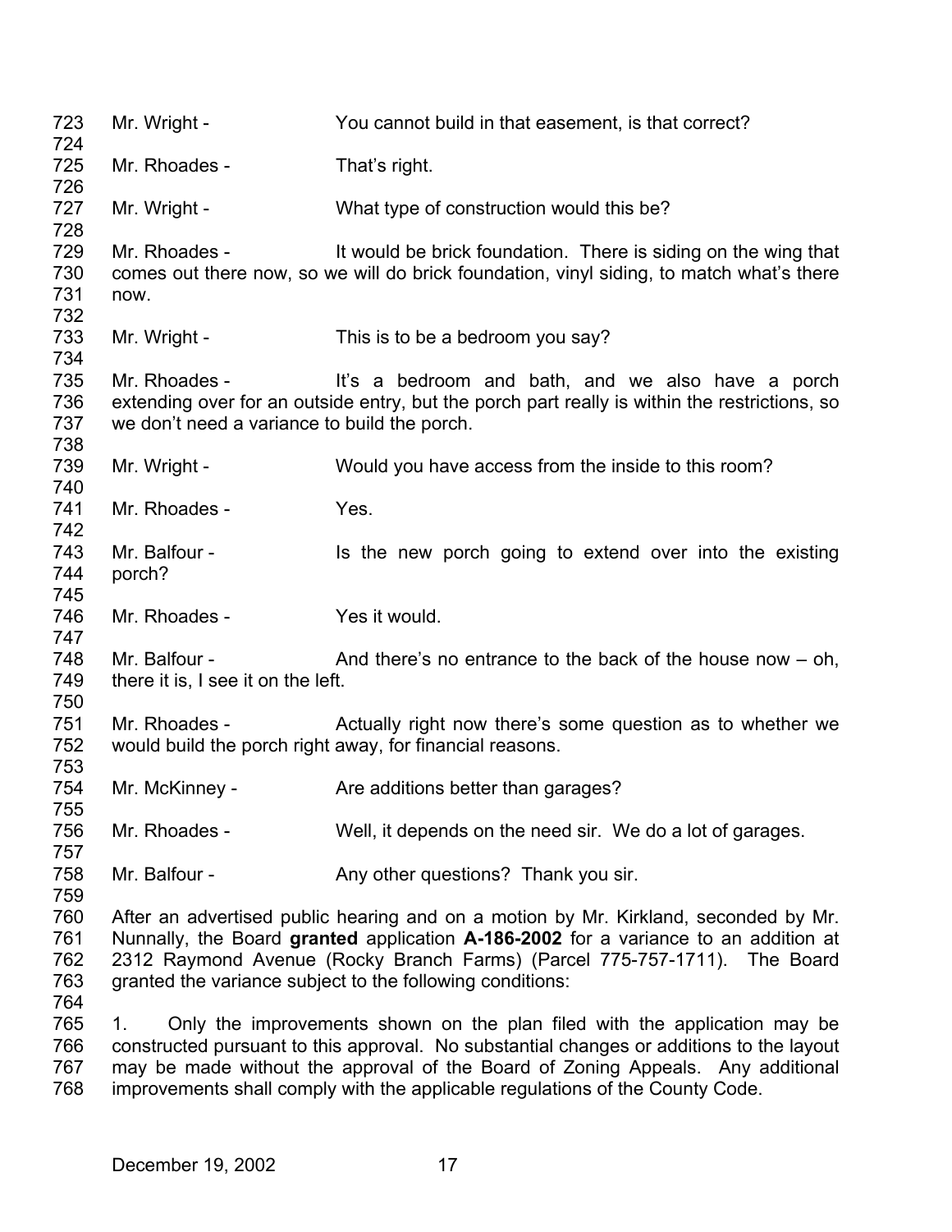Mr. Wright - You cannot build in that easement, is that correct?

Mr. Rhoades - That's right.

Mr. Wright - What type of construction would this be?

Mr. Rhoades - It would be brick foundation. There is siding on the wing that comes out there now, so we will do brick foundation, vinyl siding, to match what's there now.

Mr. Wright - This is to be a bedroom you say?

Mr. Rhoades - It's a bedroom and bath, and we also have a porch extending over for an outside entry, but the porch part really is within the restrictions, so we don't need a variance to build the porch.

Mr. Wright - Would you have access from the inside to this room?

Mr. Rhoades - Yes.

Mr. Balfour - Is the new porch going to extend over into the existing porch?

Mr. Rhoades - Yes it would.

Mr. Balfour - And there's no entrance to the back of the house now – oh, there it is, I see it on the left.

Mr. Rhoades - Actually right now there's some question as to whether we would build the porch right away, for financial reasons.

Mr. McKinney - Are additions better than garages?

Mr. Rhoades - Well, it depends on the need sir. We do a lot of garages.

Mr. Balfour - Any other questions? Thank you sir.

After an advertised public hearing and on a motion by Mr. Kirkland, seconded by Mr. Nunnally, the Board **granted** application **A-186-2002** for a variance to an addition at 2312 Raymond Avenue (Rocky Branch Farms) (Parcel 775-757-1711). The Board granted the variance subject to the following conditions:

1. Only the improvements shown on the plan filed with the application may be constructed pursuant to this approval. No substantial changes or additions to the layout may be made without the approval of the Board of Zoning Appeals. Any additional improvements shall comply with the applicable regulations of the County Code.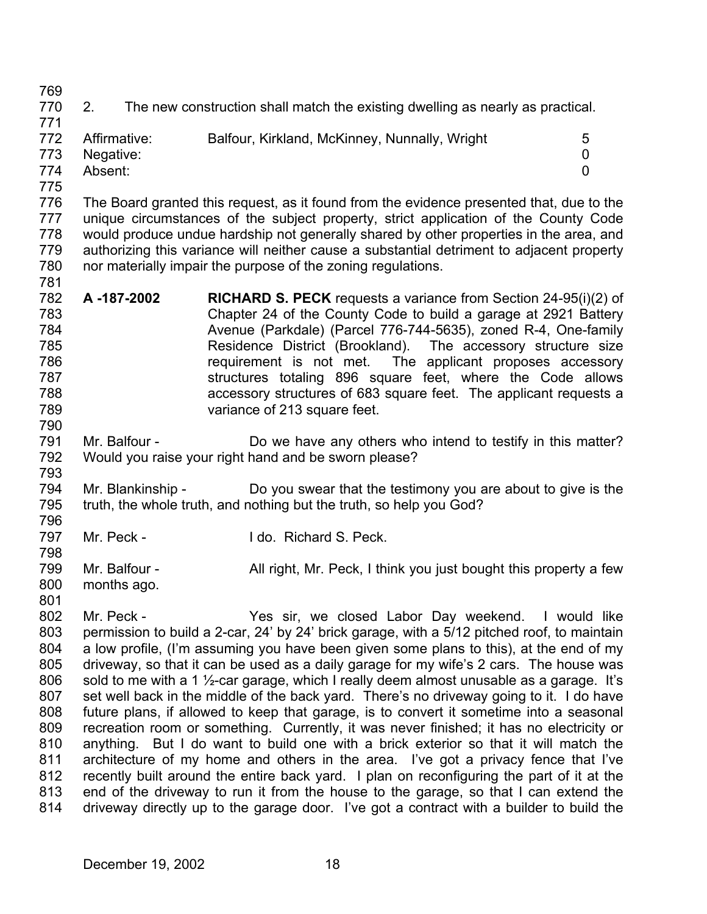2. The new construction shall match the existing dwelling as nearly as practical.

| | | |
|---|---|---|
| Affirmative: | Balfour, Kirkland, McKinney, Nunnally, Wright | 5 |
| Negative: | | 0 |
| Absent: | | 0 |

The Board granted this request, as it found from the evidence presented that, due to the unique circumstances of the subject property, strict application of the County Code would produce undue hardship not generally shared by other properties in the area, and authorizing this variance will neither cause a substantial detriment to adjacent property nor materially impair the purpose of the zoning regulations.

**A -187-2002** **RICHARD S. PECK** requests a variance from Section 24-95(i)(2) of Chapter 24 of the County Code to build a garage at 2921 Battery Avenue (Parkdale) (Parcel 776-744-5635), zoned R-4, One-family Residence District (Brookland). The accessory structure size requirement is not met. The applicant proposes accessory structures totaling 896 square feet, where the Code allows accessory structures of 683 square feet. The applicant requests a variance of 213 square feet.

Mr. Balfour - Do we have any others who intend to testify in this matter? Would you raise your right hand and be sworn please?

Mr. Blankinship - Do you swear that the testimony you are about to give is the truth, the whole truth, and nothing but the truth, so help you God?

Mr. Peck - I do. Richard S. Peck.

Mr. Balfour - All right, Mr. Peck, I think you just bought this property a few months ago.

Mr. Peck - Yes sir, we closed Labor Day weekend. I would like permission to build a 2-car, 24' by 24' brick garage, with a 5/12 pitched roof, to maintain a low profile, (I'm assuming you have been given some plans to this), at the end of my driveway, so that it can be used as a daily garage for my wife's 2 cars. The house was sold to me with a 1 ½-car garage, which I really deem almost unusable as a garage. It's set well back in the middle of the back yard. There's no driveway going to it. I do have future plans, if allowed to keep that garage, is to convert it sometime into a seasonal recreation room or something. Currently, it was never finished; it has no electricity or anything. But I do want to build one with a brick exterior so that it will match the architecture of my home and others in the area. I've got a privacy fence that I've recently built around the entire back yard. I plan on reconfiguring the part of it at the end of the driveway to run it from the house to the garage, so that I can extend the driveway directly up to the garage door. I've got a contract with a builder to build the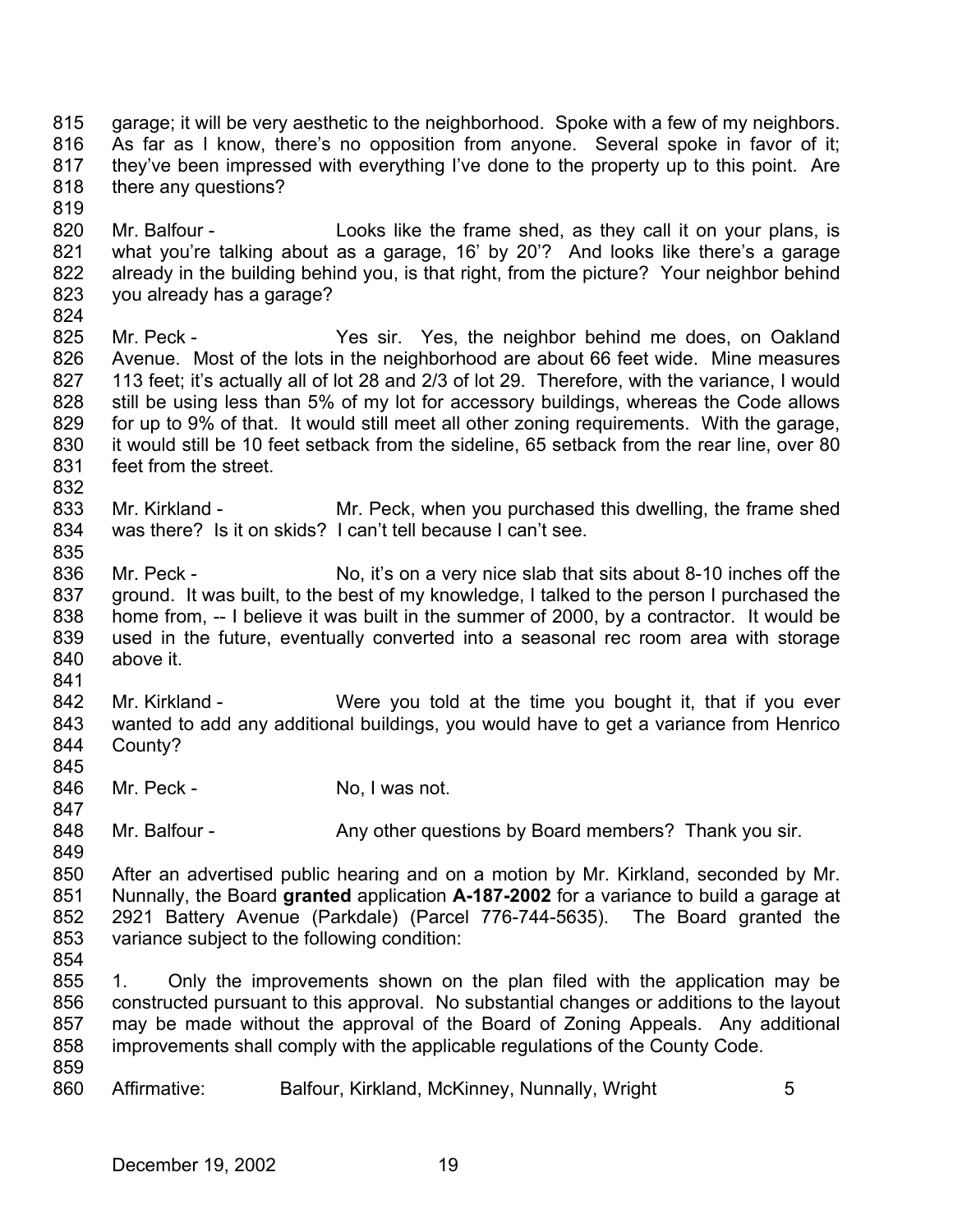garage; it will be very aesthetic to the neighborhood. Spoke with a few of my neighbors. As far as I know, there's no opposition from anyone. Several spoke in favor of it; they've been impressed with everything I've done to the property up to this point. Are there any questions?

Mr. Balfour - Looks like the frame shed, as they call it on your plans, is what you're talking about as a garage, 16' by 20'? And looks like there's a garage already in the building behind you, is that right, from the picture? Your neighbor behind you already has a garage?

Mr. Peck - Yes sir. Yes, the neighbor behind me does, on Oakland Avenue. Most of the lots in the neighborhood are about 66 feet wide. Mine measures 113 feet; it's actually all of lot 28 and 2/3 of lot 29. Therefore, with the variance, I would still be using less than 5% of my lot for accessory buildings, whereas the Code allows for up to 9% of that. It would still meet all other zoning requirements. With the garage, it would still be 10 feet setback from the sideline, 65 setback from the rear line, over 80 feet from the street.

Mr. Kirkland - Mr. Peck, when you purchased this dwelling, the frame shed was there? Is it on skids? I can't tell because I can't see.

Mr. Peck - No, it's on a very nice slab that sits about 8-10 inches off the ground. It was built, to the best of my knowledge, I talked to the person I purchased the home from, -- I believe it was built in the summer of 2000, by a contractor. It would be used in the future, eventually converted into a seasonal rec room area with storage above it.

Mr. Kirkland - Were you told at the time you bought it, that if you ever wanted to add any additional buildings, you would have to get a variance from Henrico County?

Mr. Peck - No, I was not.

Mr. Balfour - Any other questions by Board members? Thank you sir.

After an advertised public hearing and on a motion by Mr. Kirkland, seconded by Mr. Nunnally, the Board **granted** application **A-187-2002** for a variance to build a garage at 2921 Battery Avenue (Parkdale) (Parcel 776-744-5635). The Board granted the variance subject to the following condition:

1. Only the improvements shown on the plan filed with the application may be constructed pursuant to this approval. No substantial changes or additions to the layout may be made without the approval of the Board of Zoning Appeals. Any additional improvements shall comply with the applicable regulations of the County Code.

Affirmative: Balfour, Kirkland, McKinney, Nunnally, Wright 5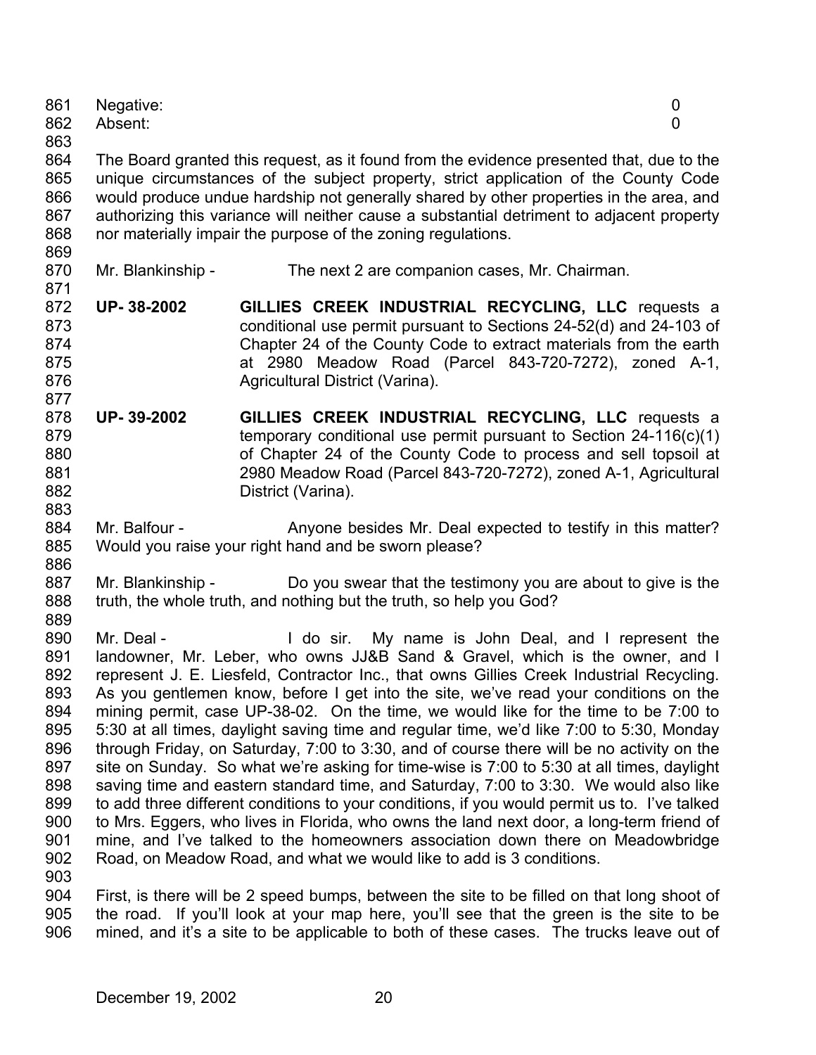Negative: 0
Absent: 0

The Board granted this request, as it found from the evidence presented that, due to the unique circumstances of the subject property, strict application of the County Code would produce undue hardship not generally shared by other properties in the area, and authorizing this variance will neither cause a substantial detriment to adjacent property nor materially impair the purpose of the zoning regulations.

Mr. Blankinship - The next 2 are companion cases, Mr. Chairman.

**UP- 38-2002** **GILLIES CREEK INDUSTRIAL RECYCLING, LLC** requests a conditional use permit pursuant to Sections 24-52(d) and 24-103 of Chapter 24 of the County Code to extract materials from the earth at 2980 Meadow Road (Parcel 843-720-7272), zoned A-1, Agricultural District (Varina).

**UP- 39-2002** **GILLIES CREEK INDUSTRIAL RECYCLING, LLC** requests a temporary conditional use permit pursuant to Section 24-116(c)(1) of Chapter 24 of the County Code to process and sell topsoil at 2980 Meadow Road (Parcel 843-720-7272), zoned A-1, Agricultural District (Varina).

Mr. Balfour - Anyone besides Mr. Deal expected to testify in this matter? Would you raise your right hand and be sworn please?

Mr. Blankinship - Do you swear that the testimony you are about to give is the truth, the whole truth, and nothing but the truth, so help you God?

Mr. Deal - I do sir. My name is John Deal, and I represent the landowner, Mr. Leber, who owns JJ&B Sand & Gravel, which is the owner, and I represent J. E. Liesfeld, Contractor Inc., that owns Gillies Creek Industrial Recycling. As you gentlemen know, before I get into the site, we've read your conditions on the mining permit, case UP-38-02. On the time, we would like for the time to be 7:00 to 5:30 at all times, daylight saving time and regular time, we'd like 7:00 to 5:30, Monday through Friday, on Saturday, 7:00 to 3:30, and of course there will be no activity on the site on Sunday. So what we're asking for time-wise is 7:00 to 5:30 at all times, daylight saving time and eastern standard time, and Saturday, 7:00 to 3:30. We would also like to add three different conditions to your conditions, if you would permit us to. I've talked to Mrs. Eggers, who lives in Florida, who owns the land next door, a long-term friend of mine, and I've talked to the homeowners association down there on Meadowbridge Road, on Meadow Road, and what we would like to add is 3 conditions.

First, is there will be 2 speed bumps, between the site to be filled on that long shoot of the road. If you'll look at your map here, you'll see that the green is the site to be mined, and it's a site to be applicable to both of these cases. The trucks leave out of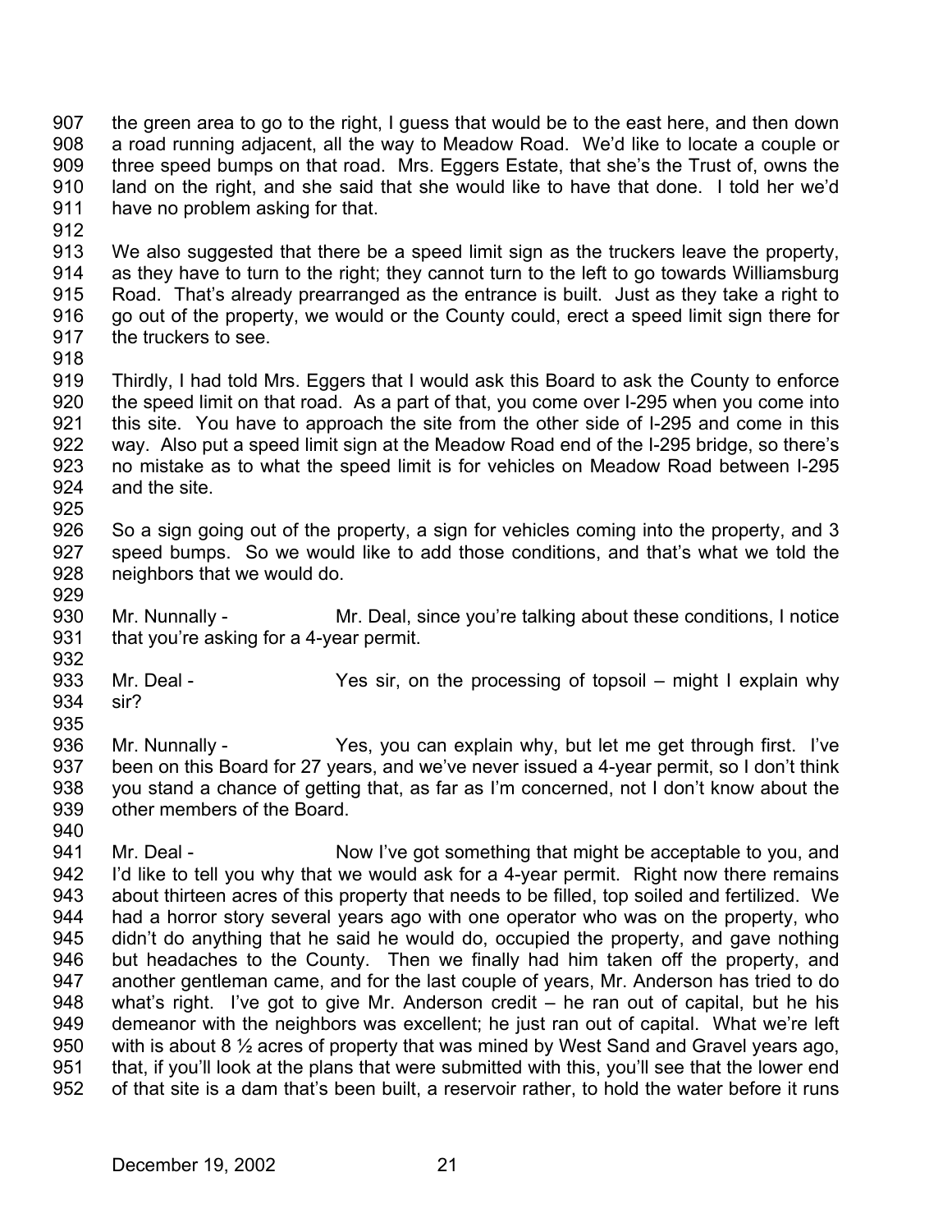the green area to go to the right, I guess that would be to the east here, and then down a road running adjacent, all the way to Meadow Road. We'd like to locate a couple or three speed bumps on that road. Mrs. Eggers Estate, that she's the Trust of, owns the land on the right, and she said that she would like to have that done. I told her we'd have no problem asking for that.

We also suggested that there be a speed limit sign as the truckers leave the property, as they have to turn to the right; they cannot turn to the left to go towards Williamsburg Road. That's already prearranged as the entrance is built. Just as they take a right to go out of the property, we would or the County could, erect a speed limit sign there for the truckers to see.

Thirdly, I had told Mrs. Eggers that I would ask this Board to ask the County to enforce the speed limit on that road. As a part of that, you come over I-295 when you come into this site. You have to approach the site from the other side of I-295 and come in this way. Also put a speed limit sign at the Meadow Road end of the I-295 bridge, so there's no mistake as to what the speed limit is for vehicles on Meadow Road between I-295 and the site.

So a sign going out of the property, a sign for vehicles coming into the property, and 3 speed bumps. So we would like to add those conditions, and that's what we told the neighbors that we would do.

Mr. Nunnally - Mr. Deal, since you're talking about these conditions, I notice that you're asking for a 4-year permit.

Mr. Deal - Yes sir, on the processing of topsoil – might I explain why sir?

Mr. Nunnally - Yes, you can explain why, but let me get through first. I've been on this Board for 27 years, and we've never issued a 4-year permit, so I don't think you stand a chance of getting that, as far as I'm concerned, not I don't know about the other members of the Board.

Mr. Deal - Now I've got something that might be acceptable to you, and I'd like to tell you why that we would ask for a 4-year permit. Right now there remains about thirteen acres of this property that needs to be filled, top soiled and fertilized. We had a horror story several years ago with one operator who was on the property, who didn't do anything that he said he would do, occupied the property, and gave nothing but headaches to the County. Then we finally had him taken off the property, and another gentleman came, and for the last couple of years, Mr. Anderson has tried to do what's right. I've got to give Mr. Anderson credit – he ran out of capital, but he his demeanor with the neighbors was excellent; he just ran out of capital. What we're left with is about 8 ½ acres of property that was mined by West Sand and Gravel years ago, that, if you'll look at the plans that were submitted with this, you'll see that the lower end of that site is a dam that's been built, a reservoir rather, to hold the water before it runs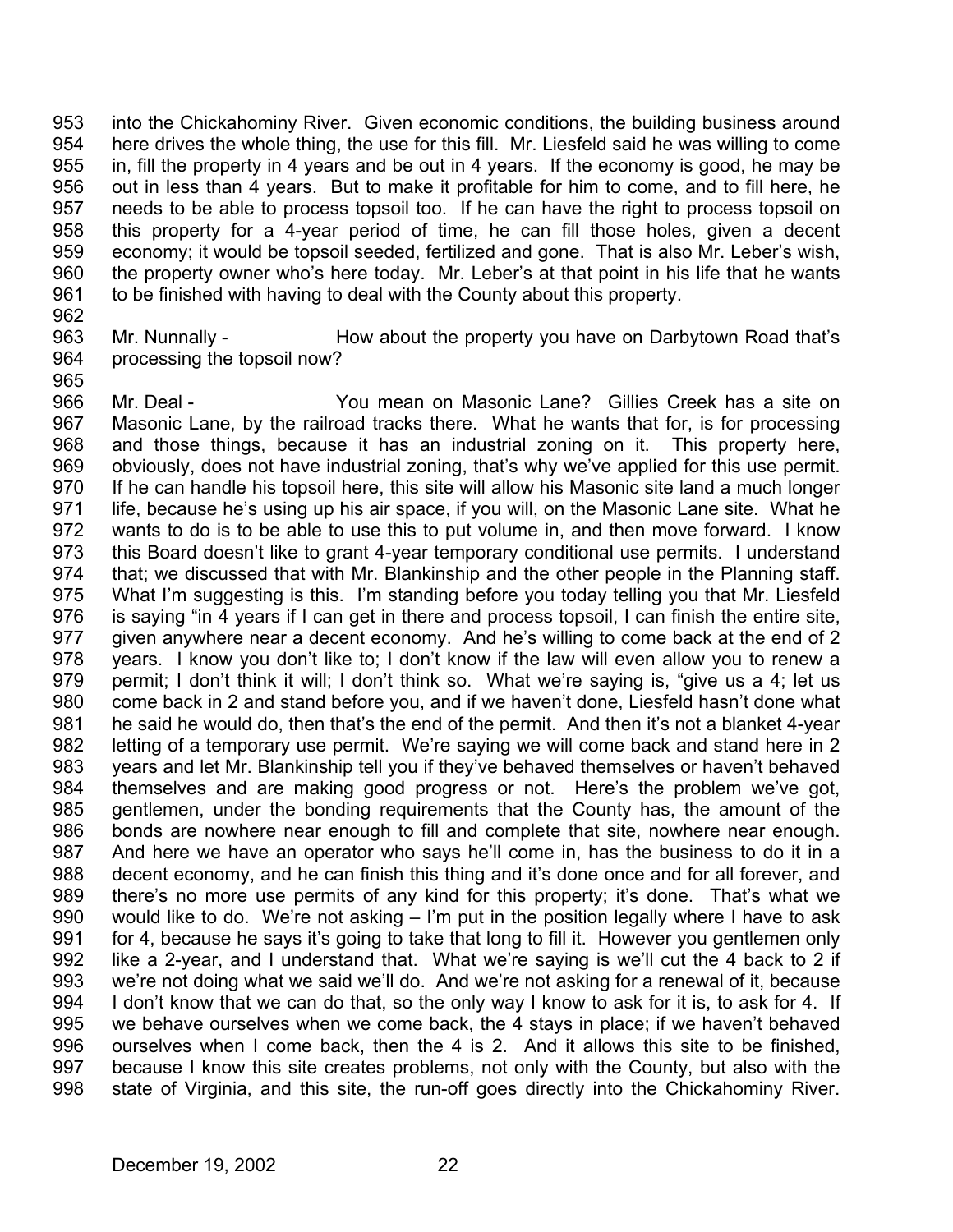into the Chickahominy River. Given economic conditions, the building business around here drives the whole thing, the use for this fill. Mr. Liesfeld said he was willing to come in, fill the property in 4 years and be out in 4 years. If the economy is good, he may be out in less than 4 years. But to make it profitable for him to come, and to fill here, he needs to be able to process topsoil too. If he can have the right to process topsoil on this property for a 4-year period of time, he can fill those holes, given a decent economy; it would be topsoil seeded, fertilized and gone. That is also Mr. Leber's wish, the property owner who's here today. Mr. Leber's at that point in his life that he wants to be finished with having to deal with the County about this property.

Mr. Nunnally - How about the property you have on Darbytown Road that's processing the topsoil now?

Mr. Deal - You mean on Masonic Lane? Gillies Creek has a site on Masonic Lane, by the railroad tracks there. What he wants that for, is for processing and those things, because it has an industrial zoning on it. This property here, obviously, does not have industrial zoning, that's why we've applied for this use permit. If he can handle his topsoil here, this site will allow his Masonic site land a much longer life, because he's using up his air space, if you will, on the Masonic Lane site. What he wants to do is to be able to use this to put volume in, and then move forward. I know this Board doesn't like to grant 4-year temporary conditional use permits. I understand that; we discussed that with Mr. Blankinship and the other people in the Planning staff. What I'm suggesting is this. I'm standing before you today telling you that Mr. Liesfeld is saying "in 4 years if I can get in there and process topsoil, I can finish the entire site, given anywhere near a decent economy. And he's willing to come back at the end of 2 years. I know you don't like to; I don't know if the law will even allow you to renew a permit; I don't think it will; I don't think so. What we're saying is, "give us a 4; let us come back in 2 and stand before you, and if we haven't done, Liesfeld hasn't done what he said he would do, then that's the end of the permit. And then it's not a blanket 4-year letting of a temporary use permit. We're saying we will come back and stand here in 2 years and let Mr. Blankinship tell you if they've behaved themselves or haven't behaved themselves and are making good progress or not. Here's the problem we've got, gentlemen, under the bonding requirements that the County has, the amount of the bonds are nowhere near enough to fill and complete that site, nowhere near enough. And here we have an operator who says he'll come in, has the business to do it in a decent economy, and he can finish this thing and it's done once and for all forever, and there's no more use permits of any kind for this property; it's done. That's what we would like to do. We're not asking – I'm put in the position legally where I have to ask for 4, because he says it's going to take that long to fill it. However you gentlemen only like a 2-year, and I understand that. What we're saying is we'll cut the 4 back to 2 if we're not doing what we said we'll do. And we're not asking for a renewal of it, because I don't know that we can do that, so the only way I know to ask for it is, to ask for 4. If we behave ourselves when we come back, the 4 stays in place; if we haven't behaved ourselves when I come back, then the 4 is 2. And it allows this site to be finished, because I know this site creates problems, not only with the County, but also with the state of Virginia, and this site, the run-off goes directly into the Chickahominy River.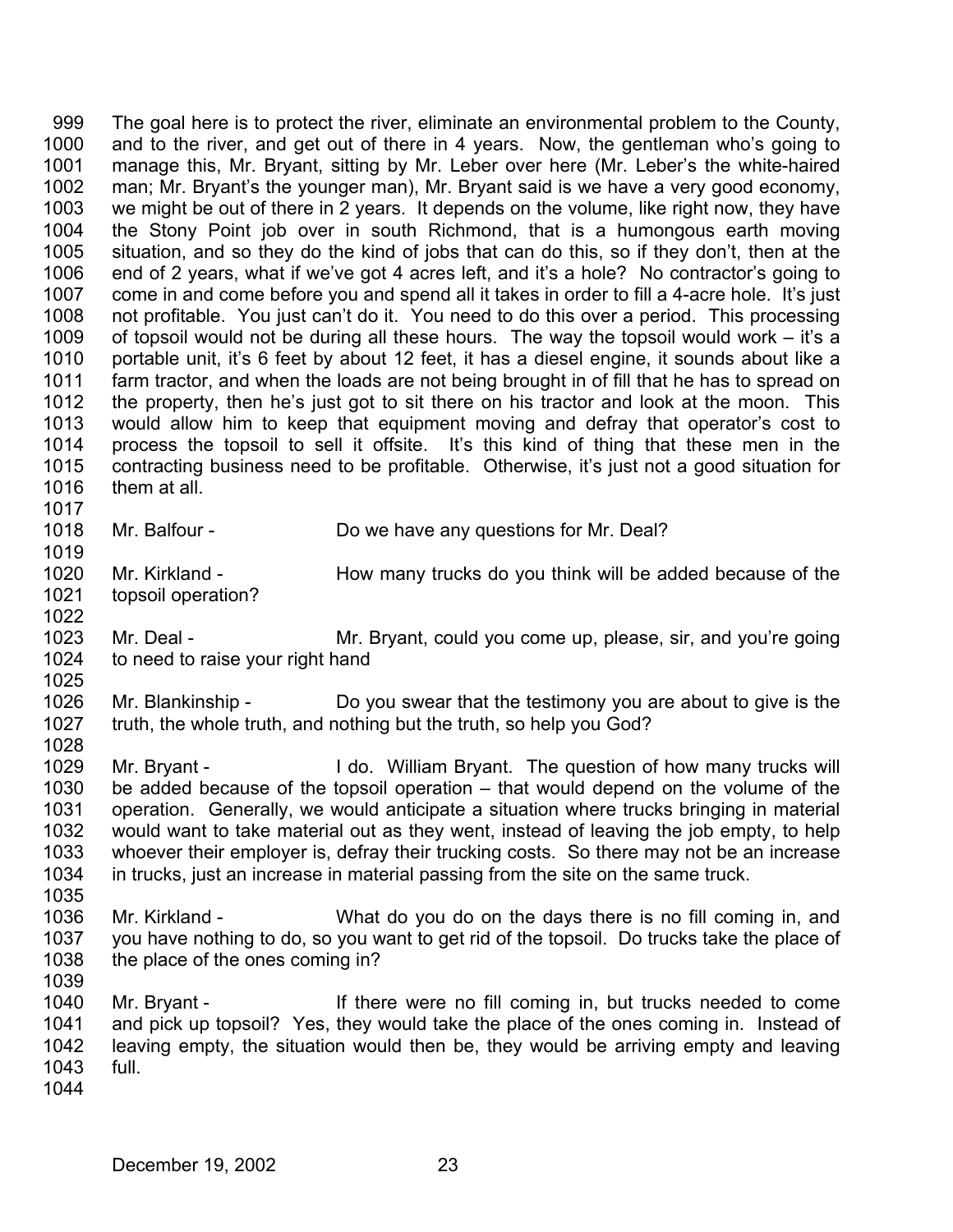999 The goal here is to protect the river, eliminate an environmental problem to the County,
1000 and to the river, and get out of there in 4 years. Now, the gentleman who's going to
1001 manage this, Mr. Bryant, sitting by Mr. Leber over here (Mr. Leber's the white-haired
1002 man; Mr. Bryant's the younger man), Mr. Bryant said is we have a very good economy,
1003 we might be out of there in 2 years. It depends on the volume, like right now, they have
1004 the Stony Point job over in south Richmond, that is a humongous earth moving
1005 situation, and so they do the kind of jobs that can do this, so if they don't, then at the
1006 end of 2 years, what if we've got 4 acres left, and it's a hole? No contractor's going to
1007 come in and come before you and spend all it takes in order to fill a 4-acre hole. It's just
1008 not profitable. You just can't do it. You need to do this over a period. This processing
1009 of topsoil would not be during all these hours. The way the topsoil would work – it's a
1010 portable unit, it's 6 feet by about 12 feet, it has a diesel engine, it sounds about like a
1011 farm tractor, and when the loads are not being brought in of fill that he has to spread on
1012 the property, then he's just got to sit there on his tractor and look at the moon. This
1013 would allow him to keep that equipment moving and defray that operator's cost to
1014 process the topsoil to sell it offsite. It's this kind of thing that these men in the
1015 contracting business need to be profitable. Otherwise, it's just not a good situation for
1016 them at all.
1017
1018 Mr. Balfour - Do we have any questions for Mr. Deal?
1019
1020 Mr. Kirkland - How many trucks do you think will be added because of the
1021 topsoil operation?
1022
1023 Mr. Deal - Mr. Bryant, could you come up, please, sir, and you're going
1024 to need to raise your right hand
1025
1026 Mr. Blankinship - Do you swear that the testimony you are about to give is the
1027 truth, the whole truth, and nothing but the truth, so help you God?
1028
1029 Mr. Bryant - I do. William Bryant. The question of how many trucks will
1030 be added because of the topsoil operation – that would depend on the volume of the
1031 operation. Generally, we would anticipate a situation where trucks bringing in material
1032 would want to take material out as they went, instead of leaving the job empty, to help
1033 whoever their employer is, defray their trucking costs. So there may not be an increase
1034 in trucks, just an increase in material passing from the site on the same truck.
1035
1036 Mr. Kirkland - What do you do on the days there is no fill coming in, and
1037 you have nothing to do, so you want to get rid of the topsoil. Do trucks take the place of
1038 the place of the ones coming in?
1039
1040 Mr. Bryant - If there were no fill coming in, but trucks needed to come
1041 and pick up topsoil? Yes, they would take the place of the ones coming in. Instead of
1042 leaving empty, the situation would then be, they would be arriving empty and leaving
1043 full.
1044

December 19, 2002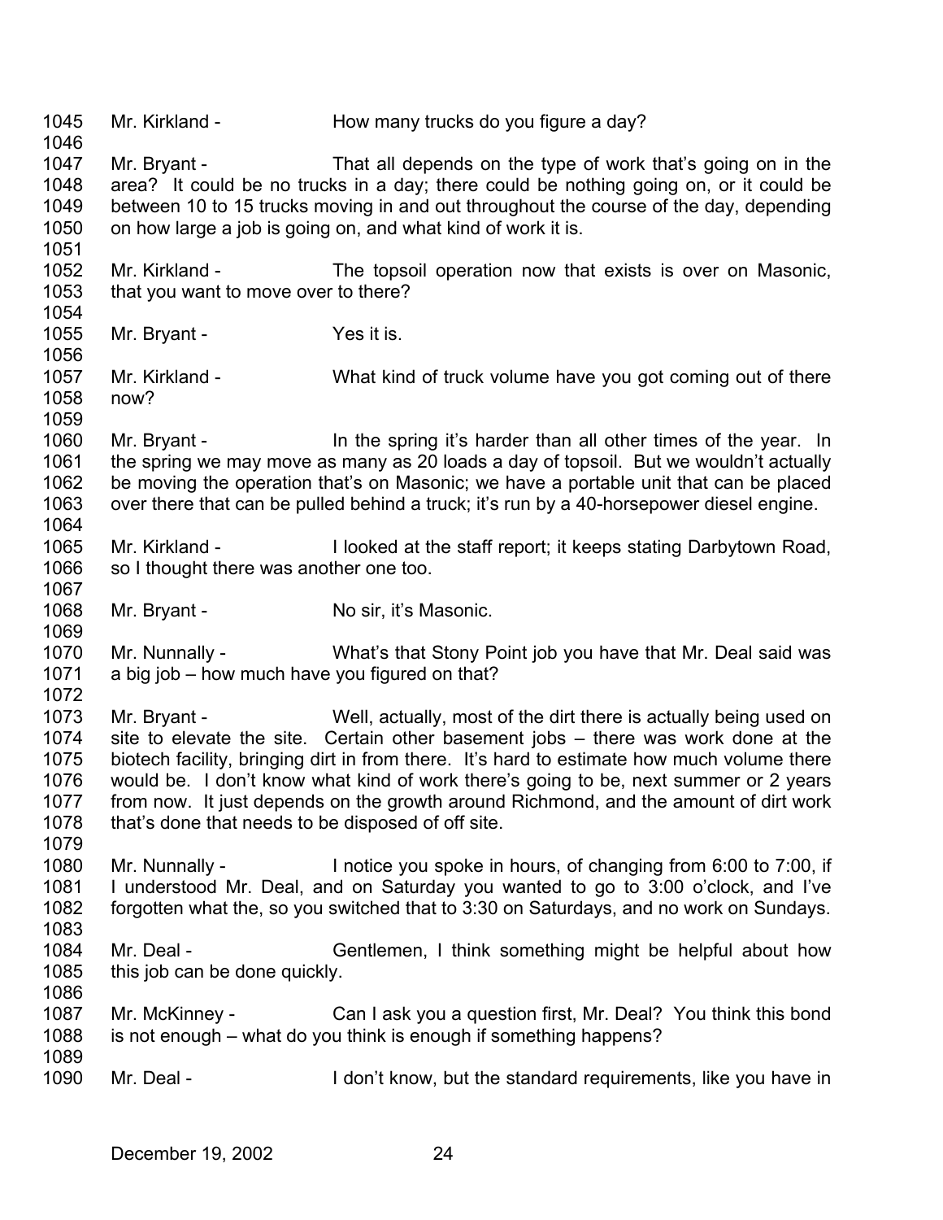1045 Mr. Kirkland - How many trucks do you figure a day?
1046
1047 Mr. Bryant - That all depends on the type of work that's going on in the
1048 area? It could be no trucks in a day; there could be nothing going on, or it could be
1049 between 10 to 15 trucks moving in and out throughout the course of the day, depending
1050 on how large a job is going on, and what kind of work it is.
1051
1052 Mr. Kirkland - The topsoil operation now that exists is over on Masonic,
1053 that you want to move over to there?
1054
1055 Mr. Bryant - Yes it is.
1056
1057 Mr. Kirkland - What kind of truck volume have you got coming out of there
1058 now?
1059
1060 Mr. Bryant - In the spring it's harder than all other times of the year. In
1061 the spring we may move as many as 20 loads a day of topsoil. But we wouldn't actually
1062 be moving the operation that's on Masonic; we have a portable unit that can be placed
1063 over there that can be pulled behind a truck; it's run by a 40-horsepower diesel engine.
1064
1065 Mr. Kirkland - I looked at the staff report; it keeps stating Darbytown Road,
1066 so I thought there was another one too.
1067
1068 Mr. Bryant - No sir, it's Masonic.
1069
1070 Mr. Nunnally - What's that Stony Point job you have that Mr. Deal said was
1071 a big job – how much have you figured on that?
1072
1073 Mr. Bryant - Well, actually, most of the dirt there is actually being used on
1074 site to elevate the site. Certain other basement jobs – there was work done at the
1075 biotech facility, bringing dirt in from there. It's hard to estimate how much volume there
1076 would be. I don't know what kind of work there's going to be, next summer or 2 years
1077 from now. It just depends on the growth around Richmond, and the amount of dirt work
1078 that's done that needs to be disposed of off site.
1079
1080 Mr. Nunnally - I notice you spoke in hours, of changing from 6:00 to 7:00, if
1081 I understood Mr. Deal, and on Saturday you wanted to go to 3:00 o'clock, and I've
1082 forgotten what the, so you switched that to 3:30 on Saturdays, and no work on Sundays.
1083
1084 Mr. Deal - Gentlemen, I think something might be helpful about how
1085 this job can be done quickly.
1086
1087 Mr. McKinney - Can I ask you a question first, Mr. Deal? You think this bond
1088 is not enough – what do you think is enough if something happens?
1089
1090 Mr. Deal - I don't know, but the standard requirements, like you have in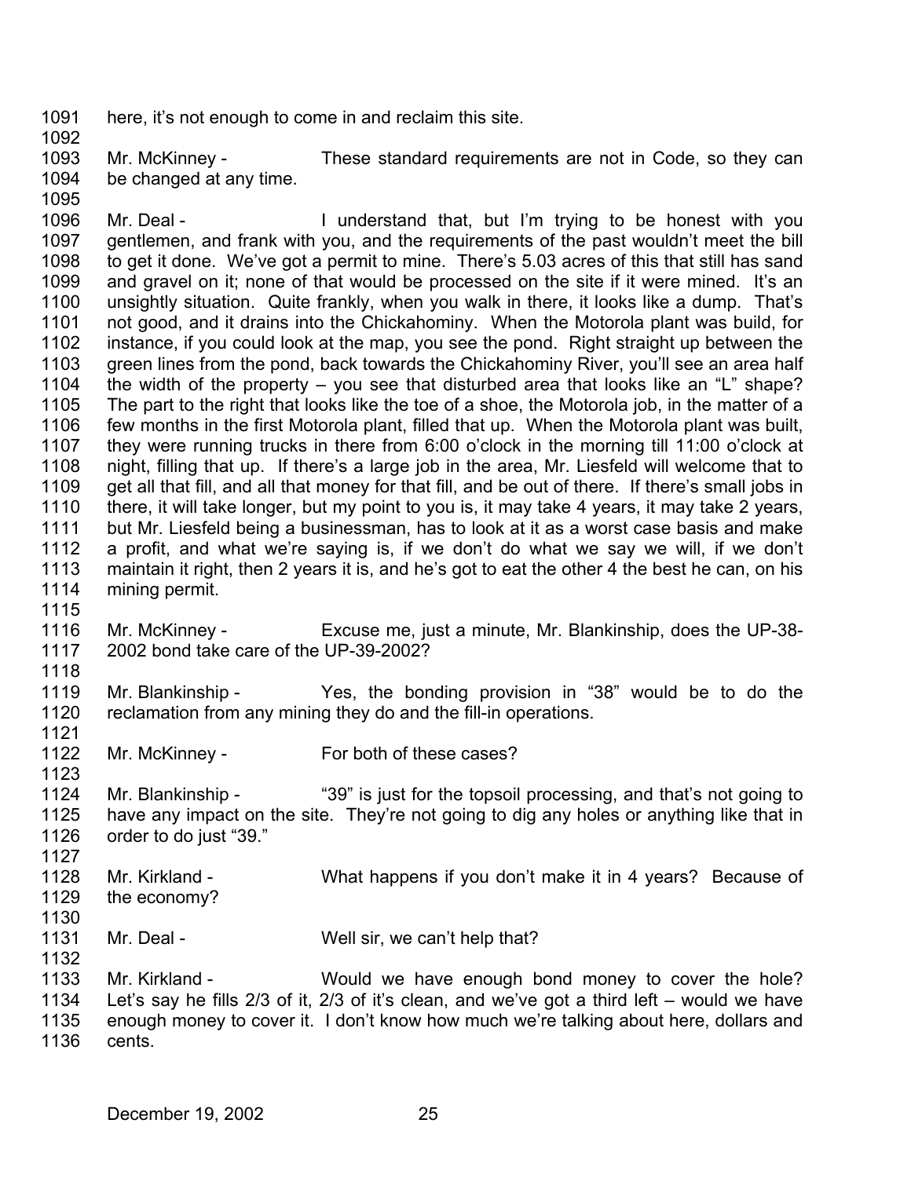here, it's not enough to come in and reclaim this site.

Mr. McKinney - These standard requirements are not in Code, so they can be changed at any time.

Mr. Deal - I understand that, but I'm trying to be honest with you gentlemen, and frank with you, and the requirements of the past wouldn't meet the bill to get it done. We've got a permit to mine. There's 5.03 acres of this that still has sand and gravel on it; none of that would be processed on the site if it were mined. It's an unsightly situation. Quite frankly, when you walk in there, it looks like a dump. That's not good, and it drains into the Chickahominy. When the Motorola plant was build, for instance, if you could look at the map, you see the pond. Right straight up between the green lines from the pond, back towards the Chickahominy River, you'll see an area half the width of the property – you see that disturbed area that looks like an "L" shape? The part to the right that looks like the toe of a shoe, the Motorola job, in the matter of a few months in the first Motorola plant, filled that up. When the Motorola plant was built, they were running trucks in there from 6:00 o'clock in the morning till 11:00 o'clock at night, filling that up. If there's a large job in the area, Mr. Liesfeld will welcome that to get all that fill, and all that money for that fill, and be out of there. If there's small jobs in there, it will take longer, but my point to you is, it may take 4 years, it may take 2 years, but Mr. Liesfeld being a businessman, has to look at it as a worst case basis and make a profit, and what we're saying is, if we don't do what we say we will, if we don't maintain it right, then 2 years it is, and he's got to eat the other 4 the best he can, on his mining permit.

Mr. McKinney - Excuse me, just a minute, Mr. Blankinship, does the UP-38-2002 bond take care of the UP-39-2002?

Mr. Blankinship - Yes, the bonding provision in "38" would be to do the reclamation from any mining they do and the fill-in operations.

Mr. McKinney - For both of these cases?

Mr. Blankinship - "39" is just for the topsoil processing, and that's not going to have any impact on the site. They're not going to dig any holes or anything like that in order to do just "39."

Mr. Kirkland - What happens if you don't make it in 4 years? Because of the economy?

Mr. Deal - Well sir, we can't help that?

Mr. Kirkland - Would we have enough bond money to cover the hole? Let's say he fills 2/3 of it, 2/3 of it's clean, and we've got a third left – would we have enough money to cover it. I don't know how much we're talking about here, dollars and cents.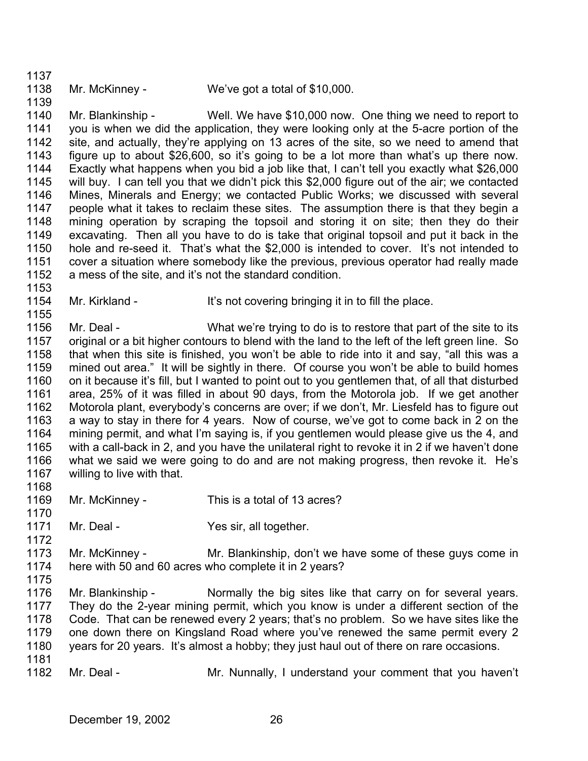1137

1138 Mr. McKinney - We've got a total of $10,000.

1139

1140 Mr. Blankinship - Well. We have $10,000 now. One thing we need to report to
1141 you is when we did the application, they were looking only at the 5-acre portion of the
1142 site, and actually, they're applying on 13 acres of the site, so we need to amend that
1143 figure up to about $26,600, so it's going to be a lot more than what's up there now.
1144 Exactly what happens when you bid a job like that, I can't tell you exactly what $26,000
1145 will buy. I can tell you that we didn't pick this $2,000 figure out of the air; we contacted
1146 Mines, Minerals and Energy; we contacted Public Works; we discussed with several
1147 people what it takes to reclaim these sites. The assumption there is that they begin a
1148 mining operation by scraping the topsoil and storing it on site; then they do their
1149 excavating. Then all you have to do is take that original topsoil and put it back in the
1150 hole and re-seed it. That's what the $2,000 is intended to cover. It's not intended to
1151 cover a situation where somebody like the previous, previous operator had really made
1152 a mess of the site, and it's not the standard condition.

1153

1154 Mr. Kirkland - It's not covering bringing it in to fill the place.

1155

1156 Mr. Deal - What we're trying to do is to restore that part of the site to its
1157 original or a bit higher contours to blend with the land to the left of the left green line. So
1158 that when this site is finished, you won't be able to ride into it and say, "all this was a
1159 mined out area." It will be sightly in there. Of course you won't be able to build homes
1160 on it because it's fill, but I wanted to point out to you gentlemen that, of all that disturbed
1161 area, 25% of it was filled in about 90 days, from the Motorola job. If we get another
1162 Motorola plant, everybody's concerns are over; if we don't, Mr. Liesfeld has to figure out
1163 a way to stay in there for 4 years. Now of course, we've got to come back in 2 on the
1164 mining permit, and what I'm saying is, if you gentlemen would please give us the 4, and
1165 with a call-back in 2, and you have the unilateral right to revoke it in 2 if we haven't done
1166 what we said we were going to do and are not making progress, then revoke it. He's
1167 willing to live with that.

1168

1169 Mr. McKinney - This is a total of 13 acres?

1170

1171 Mr. Deal - Yes sir, all together.

1172

1173 Mr. McKinney - Mr. Blankinship, don't we have some of these guys come in
1174 here with 50 and 60 acres who complete it in 2 years?

1175

1176 Mr. Blankinship - Normally the big sites like that carry on for several years.
1177 They do the 2-year mining permit, which you know is under a different section of the
1178 Code. That can be renewed every 2 years; that's no problem. So we have sites like the
1179 one down there on Kingsland Road where you've renewed the same permit every 2
1180 years for 20 years. It's almost a hobby; they just haul out of there on rare occasions.

1181

1182 Mr. Deal - Mr. Nunnally, I understand your comment that you haven't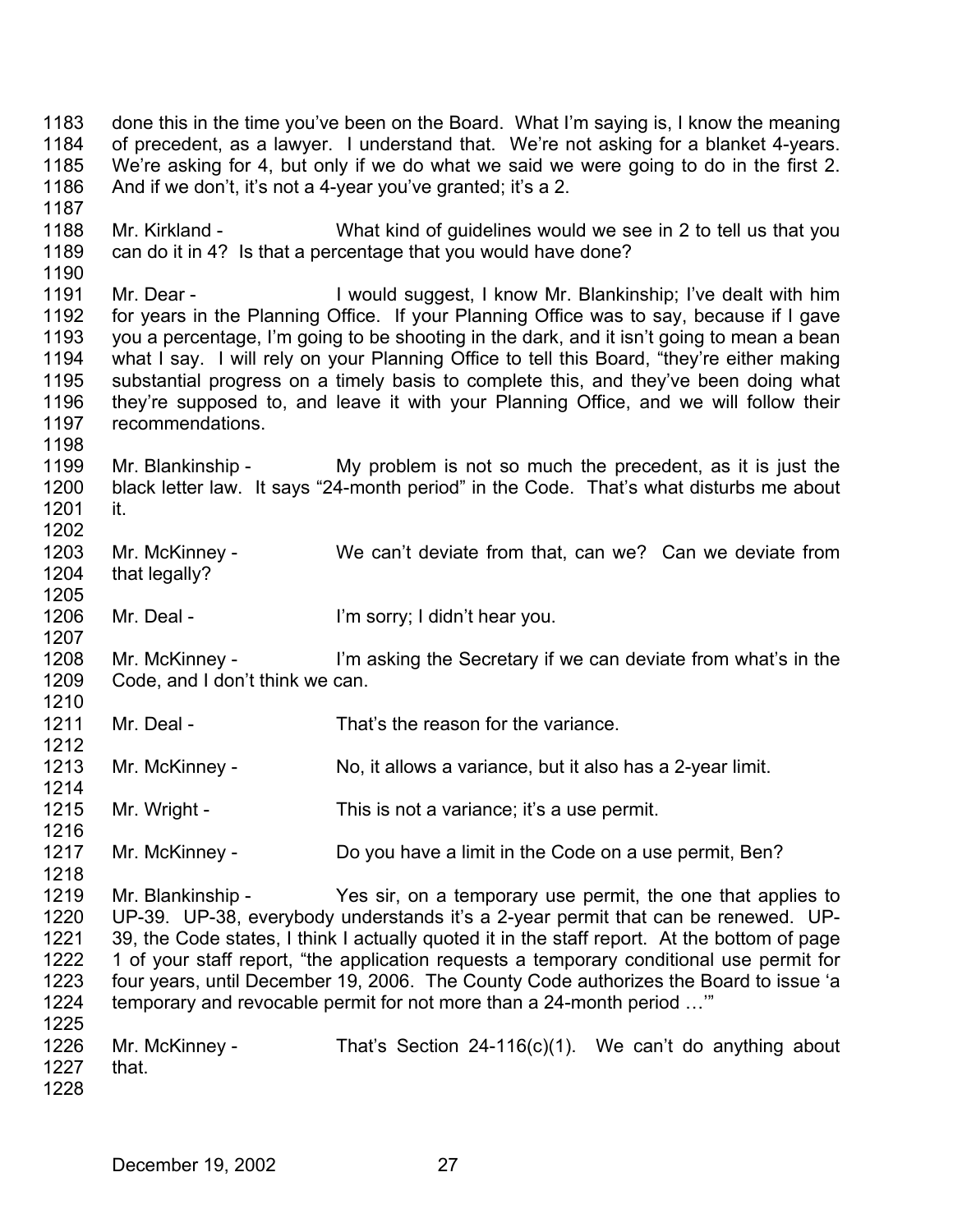done this in the time you've been on the Board. What I'm saying is, I know the meaning of precedent, as a lawyer. I understand that. We're not asking for a blanket 4-years. We're asking for 4, but only if we do what we said we were going to do in the first 2. And if we don't, it's not a 4-year you've granted; it's a 2.

Mr. Kirkland - What kind of guidelines would we see in 2 to tell us that you can do it in 4? Is that a percentage that you would have done?

Mr. Dear - I would suggest, I know Mr. Blankinship; I've dealt with him for years in the Planning Office. If your Planning Office was to say, because if I gave you a percentage, I'm going to be shooting in the dark, and it isn't going to mean a bean what I say. I will rely on your Planning Office to tell this Board, "they're either making substantial progress on a timely basis to complete this, and they've been doing what they're supposed to, and leave it with your Planning Office, and we will follow their recommendations.

Mr. Blankinship - My problem is not so much the precedent, as it is just the black letter law. It says "24-month period" in the Code. That's what disturbs me about it.

Mr. McKinney - We can't deviate from that, can we? Can we deviate from that legally?

Mr. Deal - I'm sorry; I didn't hear you.

Mr. McKinney - I'm asking the Secretary if we can deviate from what's in the Code, and I don't think we can.

Mr. Deal - That's the reason for the variance.

Mr. McKinney - No, it allows a variance, but it also has a 2-year limit.

Mr. Wright - This is not a variance; it's a use permit.

Mr. McKinney - Do you have a limit in the Code on a use permit, Ben?

Mr. Blankinship - Yes sir, on a temporary use permit, the one that applies to UP-39. UP-38, everybody understands it's a 2-year permit that can be renewed. UP-39, the Code states, I think I actually quoted it in the staff report. At the bottom of page 1 of your staff report, "the application requests a temporary conditional use permit for four years, until December 19, 2006. The County Code authorizes the Board to issue 'a temporary and revocable permit for not more than a 24-month period …'"

Mr. McKinney - That's Section 24-116(c)(1). We can't do anything about that.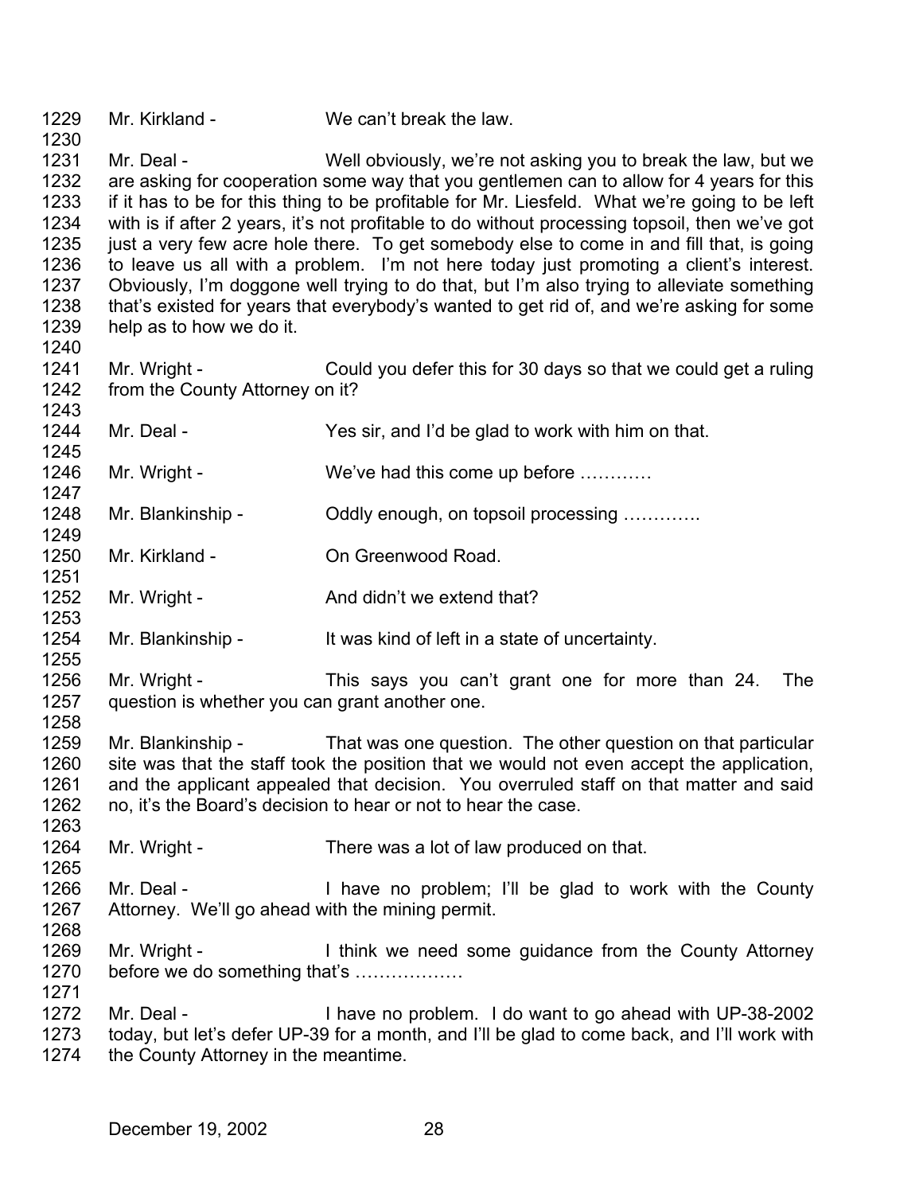1229 Mr. Kirkland - We can't break the law.

1230

1231 Mr. Deal - Well obviously, we're not asking you to break the law, but we
1232 are asking for cooperation some way that you gentlemen can to allow for 4 years for this
1233 if it has to be for this thing to be profitable for Mr. Liesfeld. What we're going to be left
1234 with is if after 2 years, it's not profitable to do without processing topsoil, then we've got
1235 just a very few acre hole there. To get somebody else to come in and fill that, is going
1236 to leave us all with a problem. I'm not here today just promoting a client's interest.
1237 Obviously, I'm doggone well trying to do that, but I'm also trying to alleviate something
1238 that's existed for years that everybody's wanted to get rid of, and we're asking for some
1239 help as to how we do it.

1240

1241 Mr. Wright - Could you defer this for 30 days so that we could get a ruling
1242 from the County Attorney on it?

1243

1244 Mr. Deal - Yes sir, and I'd be glad to work with him on that.

1245

1246 Mr. Wright - We've had this come up before …………

1247

1248 Mr. Blankinship - Oddly enough, on topsoil processing ………….

1249

1250 Mr. Kirkland - On Greenwood Road.

1251

1252 Mr. Wright - And didn't we extend that?

1253

1254 Mr. Blankinship - It was kind of left in a state of uncertainty.

1255

1256 Mr. Wright - This says you can't grant one for more than 24. The
1257 question is whether you can grant another one.

1258

1259 Mr. Blankinship - That was one question. The other question on that particular
1260 site was that the staff took the position that we would not even accept the application,
1261 and the applicant appealed that decision. You overruled staff on that matter and said
1262 no, it's the Board's decision to hear or not to hear the case.

1263

1264 Mr. Wright - There was a lot of law produced on that.

1265

1266 Mr. Deal - I have no problem; I'll be glad to work with the County
1267 Attorney. We'll go ahead with the mining permit.

1268

1269 Mr. Wright - I think we need some guidance from the County Attorney
1270 before we do something that's ………………

1271

1272 Mr. Deal - I have no problem. I do want to go ahead with UP-38-2002
1273 today, but let's defer UP-39 for a month, and I'll be glad to come back, and I'll work with
1274 the County Attorney in the meantime.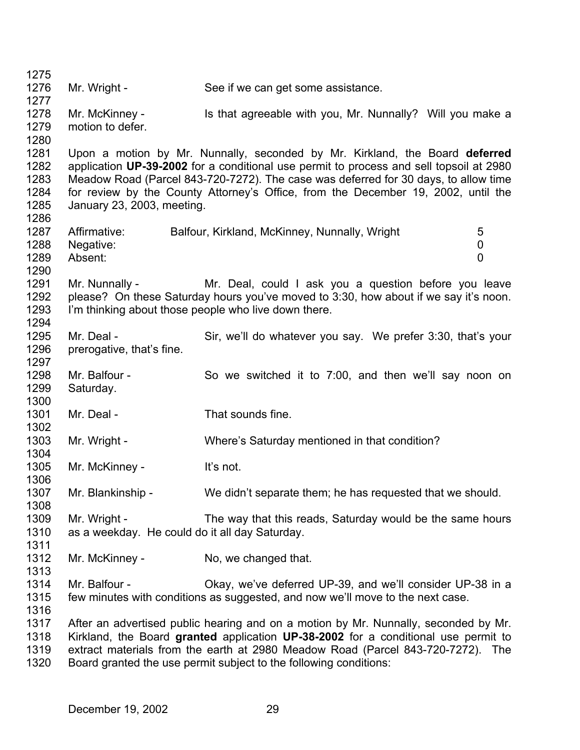Mr. Wright - See if we can get some assistance.

Mr. McKinney - Is that agreeable with you, Mr. Nunnally? Will you make a motion to defer.

Upon a motion by Mr. Nunnally, seconded by Mr. Kirkland, the Board **deferred** application **UP-39-2002** for a conditional use permit to process and sell topsoil at 2980 Meadow Road (Parcel 843-720-7272). The case was deferred for 30 days, to allow time for review by the County Attorney's Office, from the December 19, 2002, until the January 23, 2003, meeting.

| | | |
|---|---|---|
| Affirmative: | Balfour, Kirkland, McKinney, Nunnally, Wright | 5 |
| Negative: | | 0 |
| Absent: | | 0 |

Mr. Nunnally - Mr. Deal, could I ask you a question before you leave please? On these Saturday hours you've moved to 3:30, how about if we say it's noon. I'm thinking about those people who live down there.

Mr. Deal - Sir, we'll do whatever you say. We prefer 3:30, that's your prerogative, that's fine.

Mr. Balfour - So we switched it to 7:00, and then we'll say noon on Saturday.

Mr. Deal - That sounds fine.

Mr. Wright - Where's Saturday mentioned in that condition?

Mr. McKinney - It's not.

Mr. Blankinship - We didn't separate them; he has requested that we should.

Mr. Wright - The way that this reads, Saturday would be the same hours as a weekday. He could do it all day Saturday.

Mr. McKinney - No, we changed that.

Mr. Balfour - Okay, we've deferred UP-39, and we'll consider UP-38 in a few minutes with conditions as suggested, and now we'll move to the next case.

After an advertised public hearing and on a motion by Mr. Nunnally, seconded by Mr. Kirkland, the Board **granted** application **UP-38-2002** for a conditional use permit to extract materials from the earth at 2980 Meadow Road (Parcel 843-720-7272). The Board granted the use permit subject to the following conditions: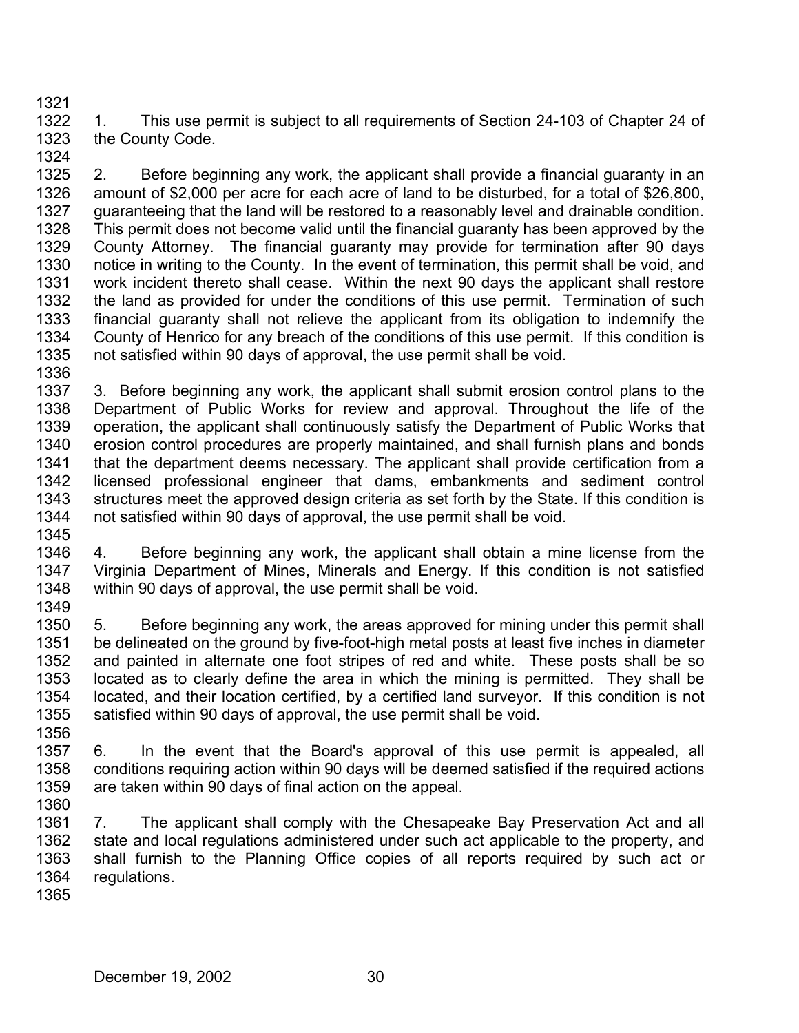1. This use permit is subject to all requirements of Section 24-103 of Chapter 24 of the County Code.

2. Before beginning any work, the applicant shall provide a financial guaranty in an amount of $2,000 per acre for each acre of land to be disturbed, for a total of $26,800, guaranteeing that the land will be restored to a reasonably level and drainable condition. This permit does not become valid until the financial guaranty has been approved by the County Attorney. The financial guaranty may provide for termination after 90 days notice in writing to the County. In the event of termination, this permit shall be void, and work incident thereto shall cease. Within the next 90 days the applicant shall restore the land as provided for under the conditions of this use permit. Termination of such financial guaranty shall not relieve the applicant from its obligation to indemnify the County of Henrico for any breach of the conditions of this use permit. If this condition is not satisfied within 90 days of approval, the use permit shall be void.

3. Before beginning any work, the applicant shall submit erosion control plans to the Department of Public Works for review and approval. Throughout the life of the operation, the applicant shall continuously satisfy the Department of Public Works that erosion control procedures are properly maintained, and shall furnish plans and bonds that the department deems necessary. The applicant shall provide certification from a licensed professional engineer that dams, embankments and sediment control structures meet the approved design criteria as set forth by the State. If this condition is not satisfied within 90 days of approval, the use permit shall be void.

4. Before beginning any work, the applicant shall obtain a mine license from the Virginia Department of Mines, Minerals and Energy. If this condition is not satisfied within 90 days of approval, the use permit shall be void.

5. Before beginning any work, the areas approved for mining under this permit shall be delineated on the ground by five-foot-high metal posts at least five inches in diameter and painted in alternate one foot stripes of red and white. These posts shall be so located as to clearly define the area in which the mining is permitted. They shall be located, and their location certified, by a certified land surveyor. If this condition is not satisfied within 90 days of approval, the use permit shall be void.

6. In the event that the Board's approval of this use permit is appealed, all conditions requiring action within 90 days will be deemed satisfied if the required actions are taken within 90 days of final action on the appeal.

7. The applicant shall comply with the Chesapeake Bay Preservation Act and all state and local regulations administered under such act applicable to the property, and shall furnish to the Planning Office copies of all reports required by such act or regulations.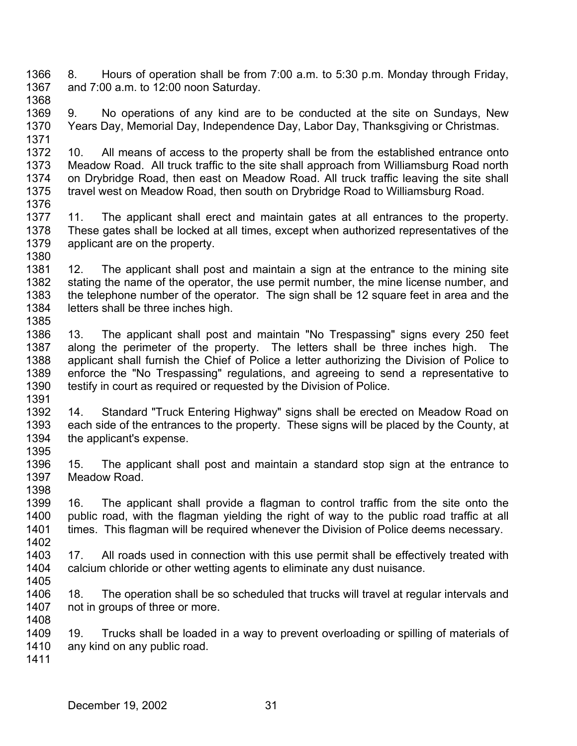8. Hours of operation shall be from 7:00 a.m. to 5:30 p.m. Monday through Friday, and 7:00 a.m. to 12:00 noon Saturday.

9. No operations of any kind are to be conducted at the site on Sundays, New Years Day, Memorial Day, Independence Day, Labor Day, Thanksgiving or Christmas.

10. All means of access to the property shall be from the established entrance onto Meadow Road. All truck traffic to the site shall approach from Williamsburg Road north on Drybridge Road, then east on Meadow Road. All truck traffic leaving the site shall travel west on Meadow Road, then south on Drybridge Road to Williamsburg Road.

11. The applicant shall erect and maintain gates at all entrances to the property. These gates shall be locked at all times, except when authorized representatives of the applicant are on the property.

12. The applicant shall post and maintain a sign at the entrance to the mining site stating the name of the operator, the use permit number, the mine license number, and the telephone number of the operator. The sign shall be 12 square feet in area and the letters shall be three inches high.

13. The applicant shall post and maintain "No Trespassing" signs every 250 feet along the perimeter of the property. The letters shall be three inches high. The applicant shall furnish the Chief of Police a letter authorizing the Division of Police to enforce the "No Trespassing" regulations, and agreeing to send a representative to testify in court as required or requested by the Division of Police.

14. Standard "Truck Entering Highway" signs shall be erected on Meadow Road on each side of the entrances to the property. These signs will be placed by the County, at the applicant's expense.

15. The applicant shall post and maintain a standard stop sign at the entrance to Meadow Road.

16. The applicant shall provide a flagman to control traffic from the site onto the public road, with the flagman yielding the right of way to the public road traffic at all times. This flagman will be required whenever the Division of Police deems necessary.

17. All roads used in connection with this use permit shall be effectively treated with calcium chloride or other wetting agents to eliminate any dust nuisance.

18. The operation shall be so scheduled that trucks will travel at regular intervals and not in groups of three or more.

19. Trucks shall be loaded in a way to prevent overloading or spilling of materials of any kind on any public road.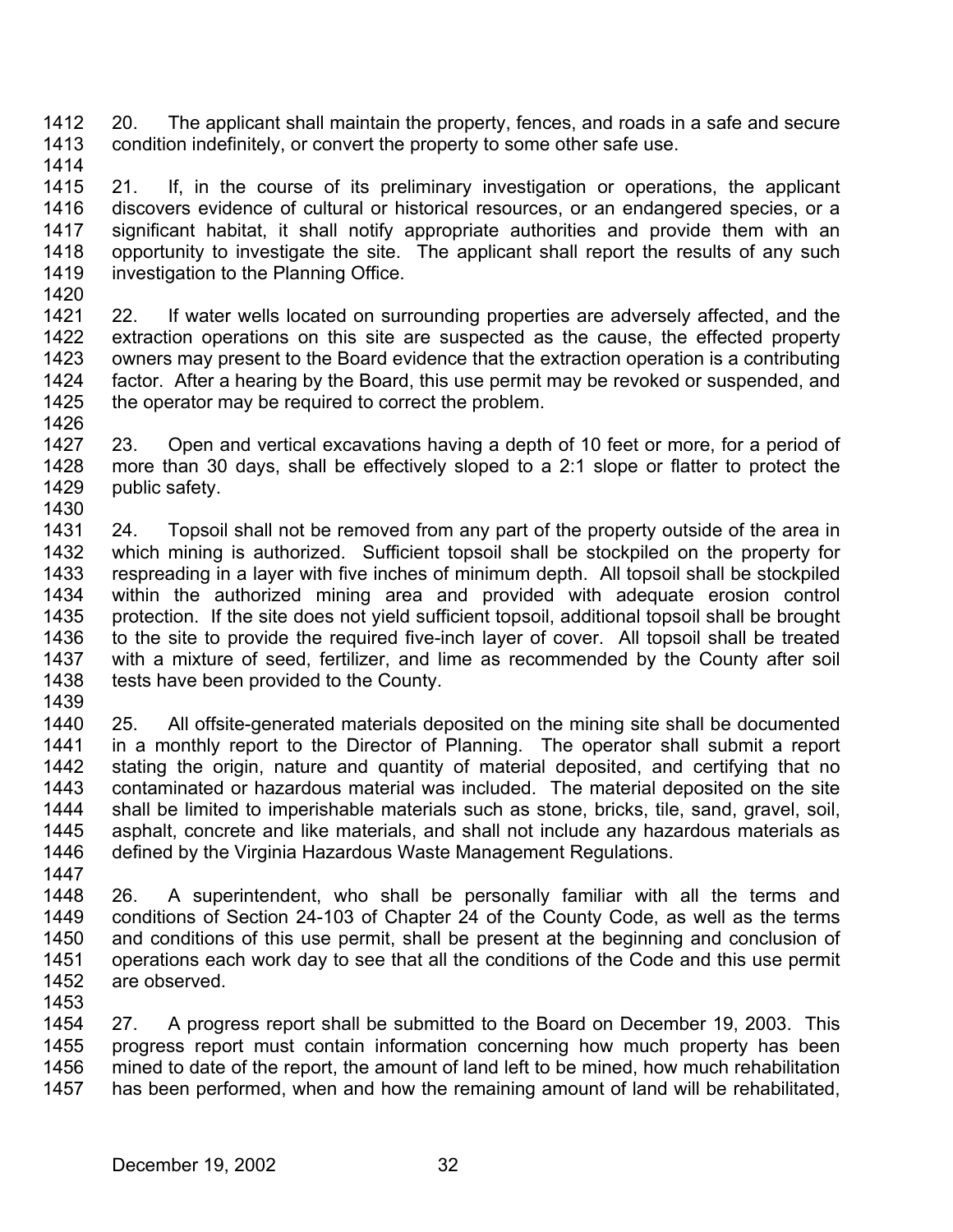20. The applicant shall maintain the property, fences, and roads in a safe and secure condition indefinitely, or convert the property to some other safe use.

21. If, in the course of its preliminary investigation or operations, the applicant discovers evidence of cultural or historical resources, or an endangered species, or a significant habitat, it shall notify appropriate authorities and provide them with an opportunity to investigate the site. The applicant shall report the results of any such investigation to the Planning Office.

22. If water wells located on surrounding properties are adversely affected, and the extraction operations on this site are suspected as the cause, the effected property owners may present to the Board evidence that the extraction operation is a contributing factor. After a hearing by the Board, this use permit may be revoked or suspended, and the operator may be required to correct the problem.

23. Open and vertical excavations having a depth of 10 feet or more, for a period of more than 30 days, shall be effectively sloped to a 2:1 slope or flatter to protect the public safety.

24. Topsoil shall not be removed from any part of the property outside of the area in which mining is authorized. Sufficient topsoil shall be stockpiled on the property for respreading in a layer with five inches of minimum depth. All topsoil shall be stockpiled within the authorized mining area and provided with adequate erosion control protection. If the site does not yield sufficient topsoil, additional topsoil shall be brought to the site to provide the required five-inch layer of cover. All topsoil shall be treated with a mixture of seed, fertilizer, and lime as recommended by the County after soil tests have been provided to the County.

25. All offsite-generated materials deposited on the mining site shall be documented in a monthly report to the Director of Planning. The operator shall submit a report stating the origin, nature and quantity of material deposited, and certifying that no contaminated or hazardous material was included. The material deposited on the site shall be limited to imperishable materials such as stone, bricks, tile, sand, gravel, soil, asphalt, concrete and like materials, and shall not include any hazardous materials as defined by the Virginia Hazardous Waste Management Regulations.

26. A superintendent, who shall be personally familiar with all the terms and conditions of Section 24-103 of Chapter 24 of the County Code, as well as the terms and conditions of this use permit, shall be present at the beginning and conclusion of operations each work day to see that all the conditions of the Code and this use permit are observed.

27. A progress report shall be submitted to the Board on December 19, 2003. This progress report must contain information concerning how much property has been mined to date of the report, the amount of land left to be mined, how much rehabilitation has been performed, when and how the remaining amount of land will be rehabilitated,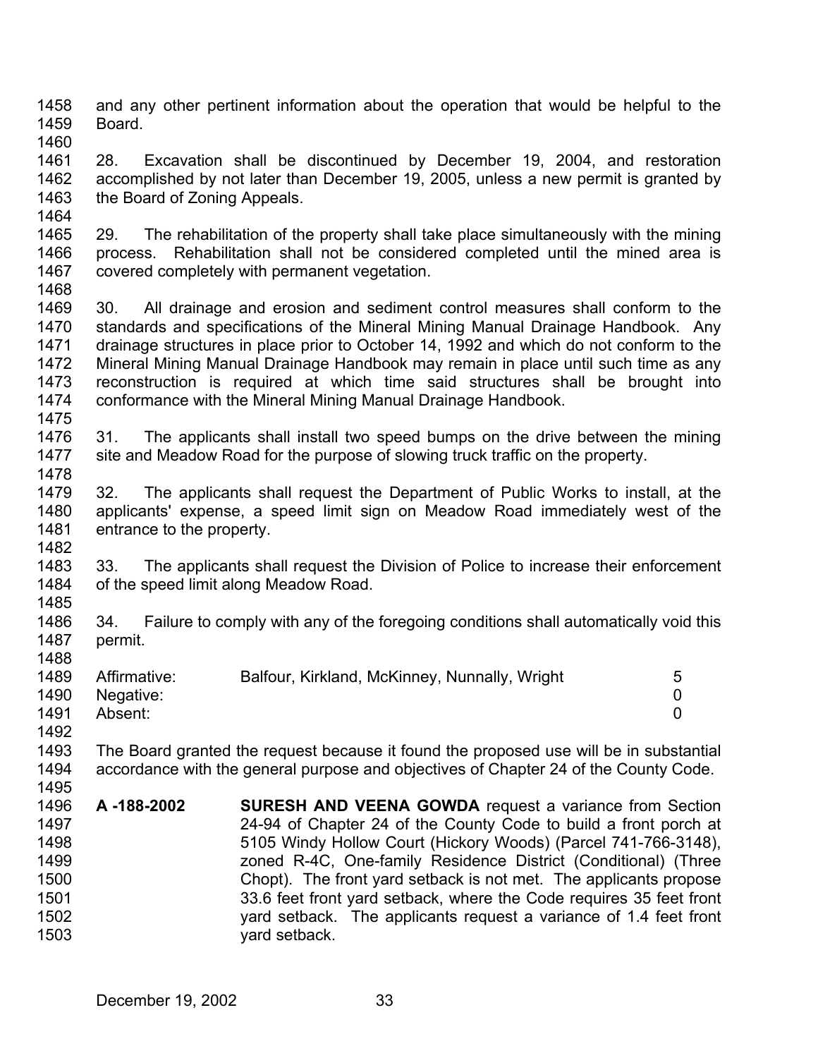and any other pertinent information about the operation that would be helpful to the Board.

28. Excavation shall be discontinued by December 19, 2004, and restoration accomplished by not later than December 19, 2005, unless a new permit is granted by the Board of Zoning Appeals.

29. The rehabilitation of the property shall take place simultaneously with the mining process. Rehabilitation shall not be considered completed until the mined area is covered completely with permanent vegetation.

30. All drainage and erosion and sediment control measures shall conform to the standards and specifications of the Mineral Mining Manual Drainage Handbook. Any drainage structures in place prior to October 14, 1992 and which do not conform to the Mineral Mining Manual Drainage Handbook may remain in place until such time as any reconstruction is required at which time said structures shall be brought into conformance with the Mineral Mining Manual Drainage Handbook.

31. The applicants shall install two speed bumps on the drive between the mining site and Meadow Road for the purpose of slowing truck traffic on the property.

32. The applicants shall request the Department of Public Works to install, at the applicants' expense, a speed limit sign on Meadow Road immediately west of the entrance to the property.

33. The applicants shall request the Division of Police to increase their enforcement of the speed limit along Meadow Road.

34. Failure to comply with any of the foregoing conditions shall automatically void this permit.

| | | |
|---|---|---|
| Affirmative: | Balfour, Kirkland, McKinney, Nunnally, Wright | 5 |
| Negative: | | 0 |
| Absent: | | 0 |

The Board granted the request because it found the proposed use will be in substantial accordance with the general purpose and objectives of Chapter 24 of the County Code.

**A -188-2002** **SURESH AND VEENA GOWDA** request a variance from Section 24-94 of Chapter 24 of the County Code to build a front porch at 5105 Windy Hollow Court (Hickory Woods) (Parcel 741-766-3148), zoned R-4C, One-family Residence District (Conditional) (Three Chopt). The front yard setback is not met. The applicants propose 33.6 feet front yard setback, where the Code requires 35 feet front yard setback. The applicants request a variance of 1.4 feet front yard setback.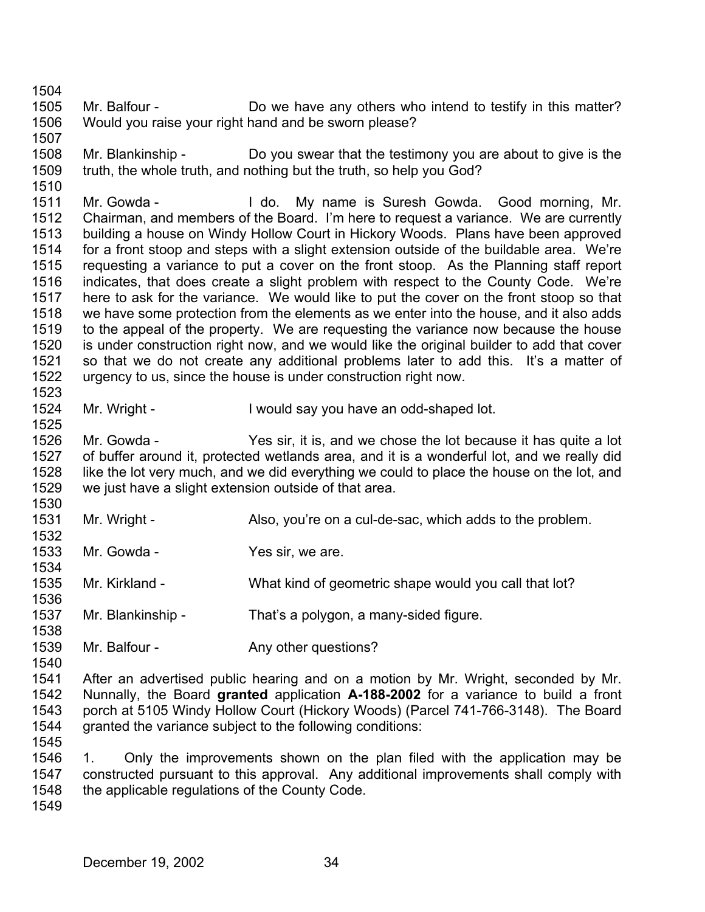Mr. Balfour - Do we have any others who intend to testify in this matter? Would you raise your right hand and be sworn please?

Mr. Blankinship - Do you swear that the testimony you are about to give is the truth, the whole truth, and nothing but the truth, so help you God?

Mr. Gowda - I do. My name is Suresh Gowda. Good morning, Mr. Chairman, and members of the Board. I'm here to request a variance. We are currently building a house on Windy Hollow Court in Hickory Woods. Plans have been approved for a front stoop and steps with a slight extension outside of the buildable area. We're requesting a variance to put a cover on the front stoop. As the Planning staff report indicates, that does create a slight problem with respect to the County Code. We're here to ask for the variance. We would like to put the cover on the front stoop so that we have some protection from the elements as we enter into the house, and it also adds to the appeal of the property. We are requesting the variance now because the house is under construction right now, and we would like the original builder to add that cover so that we do not create any additional problems later to add this. It's a matter of urgency to us, since the house is under construction right now.

Mr. Wright - I would say you have an odd-shaped lot.

Mr. Gowda - Yes sir, it is, and we chose the lot because it has quite a lot of buffer around it, protected wetlands area, and it is a wonderful lot, and we really did like the lot very much, and we did everything we could to place the house on the lot, and we just have a slight extension outside of that area.

Mr. Wright - Also, you're on a cul-de-sac, which adds to the problem.

Mr. Gowda - Yes sir, we are.

Mr. Kirkland - What kind of geometric shape would you call that lot?

Mr. Blankinship - That's a polygon, a many-sided figure.

Mr. Balfour - Any other questions?

After an advertised public hearing and on a motion by Mr. Wright, seconded by Mr. Nunnally, the Board **granted** application **A-188-2002** for a variance to build a front porch at 5105 Windy Hollow Court (Hickory Woods) (Parcel 741-766-3148). The Board granted the variance subject to the following conditions:

1. Only the improvements shown on the plan filed with the application may be constructed pursuant to this approval. Any additional improvements shall comply with the applicable regulations of the County Code.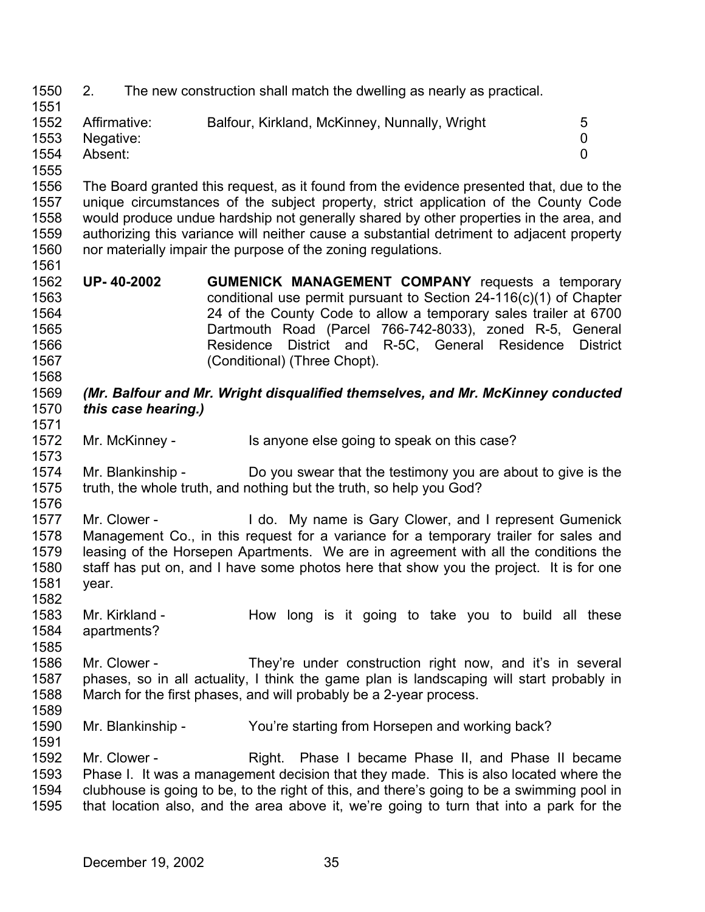2. The new construction shall match the dwelling as nearly as practical.

| | | |
|---|---|---|
| Affirmative: | Balfour, Kirkland, McKinney, Nunnally, Wright | 5 |
| Negative: | | 0 |
| Absent: | | 0 |

The Board granted this request, as it found from the evidence presented that, due to the unique circumstances of the subject property, strict application of the County Code would produce undue hardship not generally shared by other properties in the area, and authorizing this variance will neither cause a substantial detriment to adjacent property nor materially impair the purpose of the zoning regulations.

**UP- 40-2002** **GUMENICK MANAGEMENT COMPANY** requests a temporary conditional use permit pursuant to Section 24-116(c)(1) of Chapter 24 of the County Code to allow a temporary sales trailer at 6700 Dartmouth Road (Parcel 766-742-8033), zoned R-5, General Residence District and R-5C, General Residence District (Conditional) (Three Chopt).

***(Mr. Balfour and Mr. Wright disqualified themselves, and Mr. McKinney conducted this case hearing.)***

Mr. McKinney - Is anyone else going to speak on this case?

Mr. Blankinship - Do you swear that the testimony you are about to give is the truth, the whole truth, and nothing but the truth, so help you God?

Mr. Clower - I do. My name is Gary Clower, and I represent Gumenick Management Co., in this request for a variance for a temporary trailer for sales and leasing of the Horsepen Apartments. We are in agreement with all the conditions the staff has put on, and I have some photos here that show you the project. It is for one year.

Mr. Kirkland - How long is it going to take you to build all these apartments?

Mr. Clower - They're under construction right now, and it's in several phases, so in all actuality, I think the game plan is landscaping will start probably in March for the first phases, and will probably be a 2-year process.

Mr. Blankinship - You're starting from Horsepen and working back?

Mr. Clower - Right. Phase I became Phase II, and Phase II became Phase I. It was a management decision that they made. This is also located where the clubhouse is going to be, to the right of this, and there's going to be a swimming pool in that location also, and the area above it, we're going to turn that into a park for the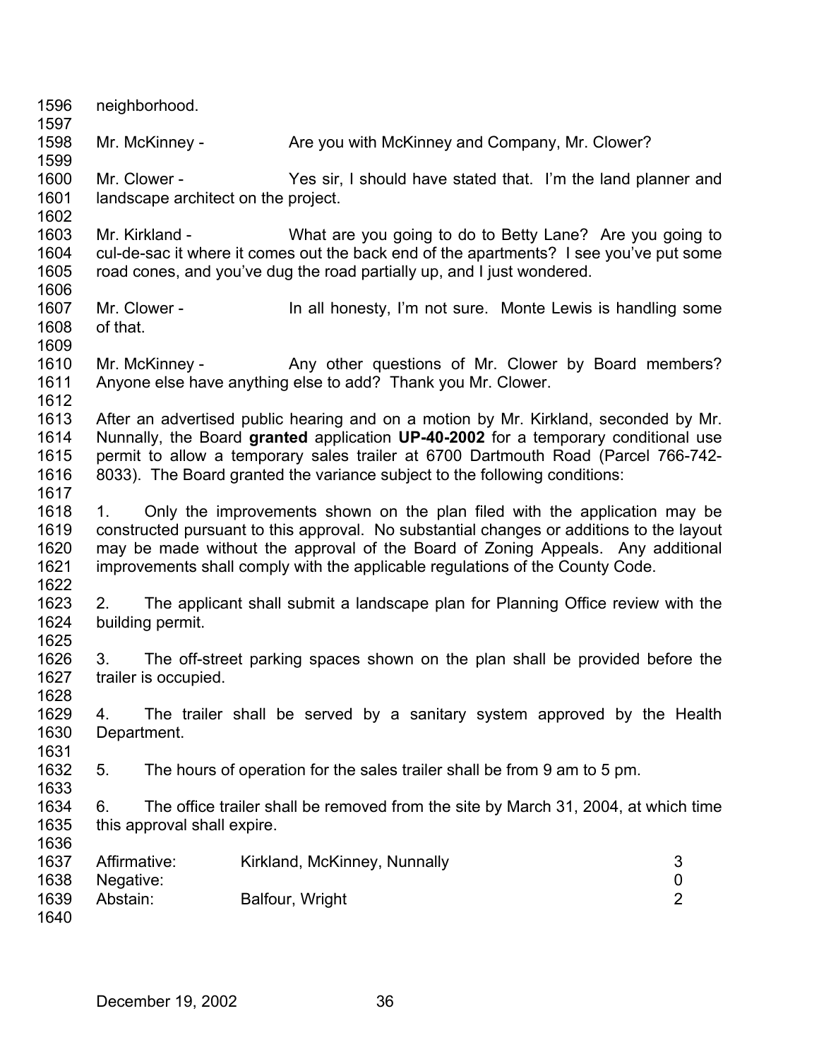neighborhood.

Mr. McKinney - Are you with McKinney and Company, Mr. Clower?

Mr. Clower - Yes sir, I should have stated that. I'm the land planner and landscape architect on the project.

Mr. Kirkland - What are you going to do to Betty Lane? Are you going to cul-de-sac it where it comes out the back end of the apartments? I see you've put some road cones, and you've dug the road partially up, and I just wondered.

Mr. Clower - In all honesty, I'm not sure. Monte Lewis is handling some of that.

Mr. McKinney - Any other questions of Mr. Clower by Board members? Anyone else have anything else to add? Thank you Mr. Clower.

After an advertised public hearing and on a motion by Mr. Kirkland, seconded by Mr. Nunnally, the Board **granted** application **UP-40-2002** for a temporary conditional use permit to allow a temporary sales trailer at 6700 Dartmouth Road (Parcel 766-742-8033). The Board granted the variance subject to the following conditions:

1. Only the improvements shown on the plan filed with the application may be constructed pursuant to this approval. No substantial changes or additions to the layout may be made without the approval of the Board of Zoning Appeals. Any additional improvements shall comply with the applicable regulations of the County Code.

2. The applicant shall submit a landscape plan for Planning Office review with the building permit.

3. The off-street parking spaces shown on the plan shall be provided before the trailer is occupied.

4. The trailer shall be served by a sanitary system approved by the Health Department.

5. The hours of operation for the sales trailer shall be from 9 am to 5 pm.

6. The office trailer shall be removed from the site by March 31, 2004, at which time this approval shall expire.

| | | |
|---|---|---|
| Affirmative: | Kirkland, McKinney, Nunnally | 3 |
| Negative: | | 0 |
| Abstain: | Balfour, Wright | 2 |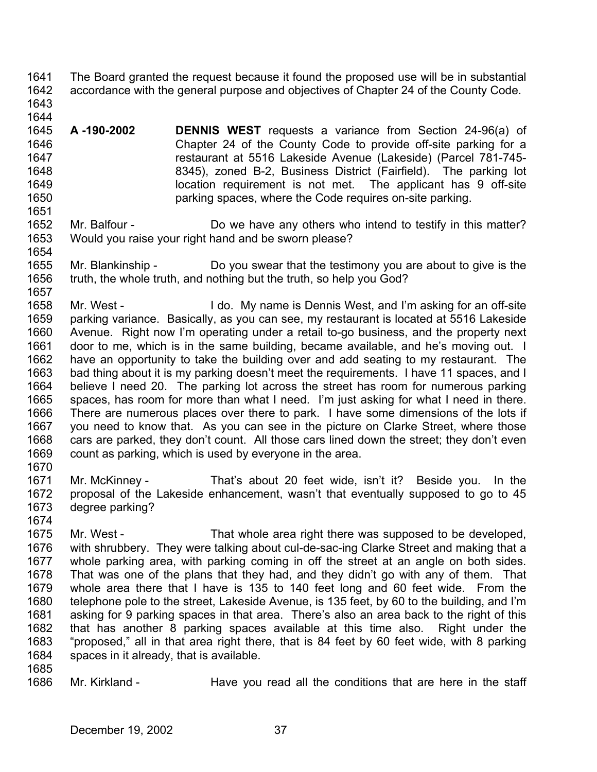The Board granted the request because it found the proposed use will be in substantial accordance with the general purpose and objectives of Chapter 24 of the County Code.

**A -190-2002** **DENNIS WEST** requests a variance from Section 24-96(a) of Chapter 24 of the County Code to provide off-site parking for a restaurant at 5516 Lakeside Avenue (Lakeside) (Parcel 781-745-8345), zoned B-2, Business District (Fairfield). The parking lot location requirement is not met. The applicant has 9 off-site parking spaces, where the Code requires on-site parking.

Mr. Balfour - Do we have any others who intend to testify in this matter? Would you raise your right hand and be sworn please?

Mr. Blankinship - Do you swear that the testimony you are about to give is the truth, the whole truth, and nothing but the truth, so help you God?

Mr. West - I do. My name is Dennis West, and I'm asking for an off-site parking variance. Basically, as you can see, my restaurant is located at 5516 Lakeside Avenue. Right now I'm operating under a retail to-go business, and the property next door to me, which is in the same building, became available, and he's moving out. I have an opportunity to take the building over and add seating to my restaurant. The bad thing about it is my parking doesn't meet the requirements. I have 11 spaces, and I believe I need 20. The parking lot across the street has room for numerous parking spaces, has room for more than what I need. I'm just asking for what I need in there. There are numerous places over there to park. I have some dimensions of the lots if you need to know that. As you can see in the picture on Clarke Street, where those cars are parked, they don't count. All those cars lined down the street; they don't even count as parking, which is used by everyone in the area.

Mr. McKinney - That's about 20 feet wide, isn't it? Beside you. In the proposal of the Lakeside enhancement, wasn't that eventually supposed to go to 45 degree parking?

Mr. West - That whole area right there was supposed to be developed, with shrubbery. They were talking about cul-de-sac-ing Clarke Street and making that a whole parking area, with parking coming in off the street at an angle on both sides. That was one of the plans that they had, and they didn't go with any of them. That whole area there that I have is 135 to 140 feet long and 60 feet wide. From the telephone pole to the street, Lakeside Avenue, is 135 feet, by 60 to the building, and I'm asking for 9 parking spaces in that area. There's also an area back to the right of this that has another 8 parking spaces available at this time also. Right under the "proposed," all in that area right there, that is 84 feet by 60 feet wide, with 8 parking spaces in it already, that is available.

Mr. Kirkland - Have you read all the conditions that are here in the staff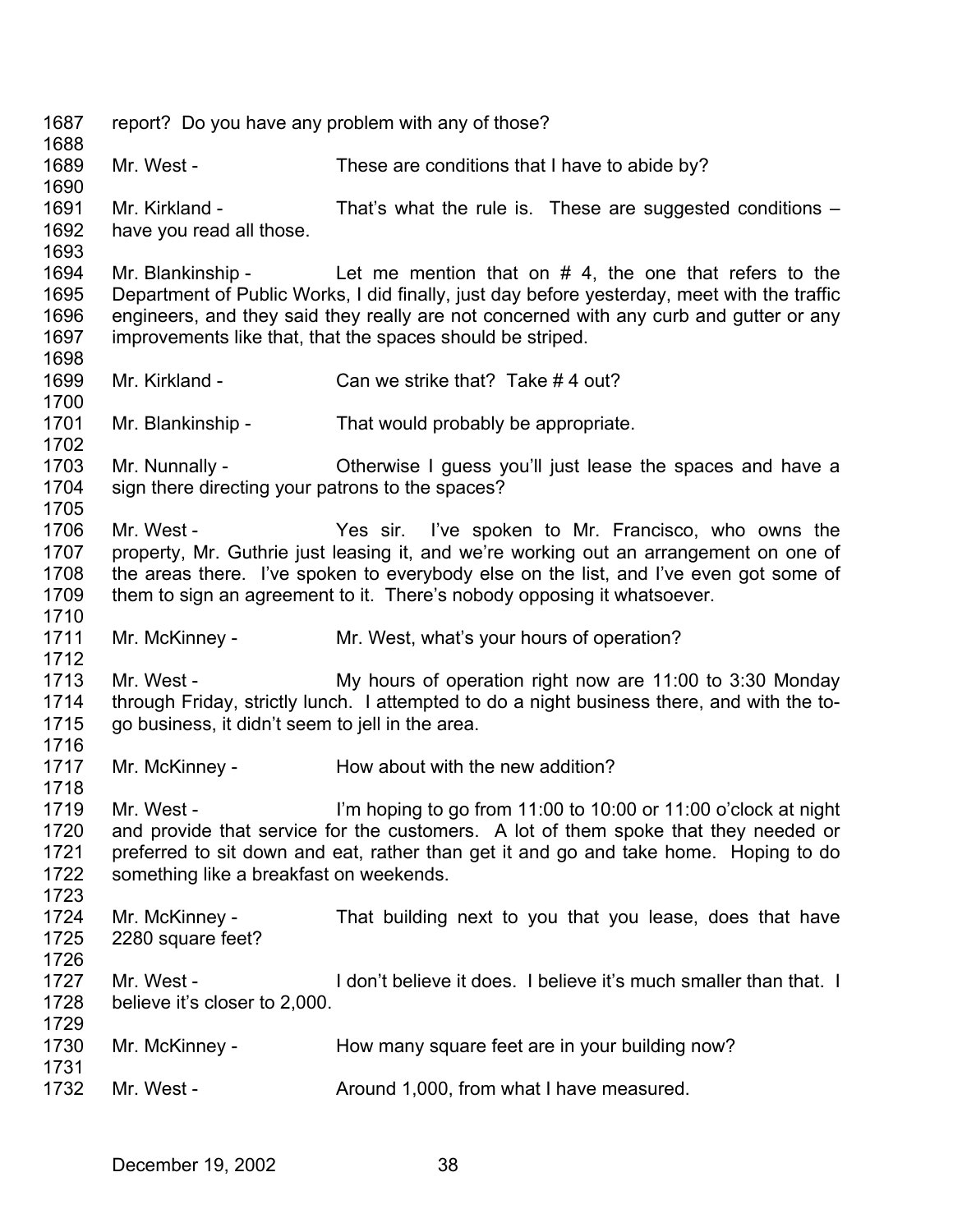1687 report? Do you have any problem with any of those?

1688

1689 Mr. West - These are conditions that I have to abide by?

1690

1691 Mr. Kirkland - That's what the rule is. These are suggested conditions –
1692 have you read all those.

1693

1694 Mr. Blankinship - Let me mention that on # 4, the one that refers to the
1695 Department of Public Works, I did finally, just day before yesterday, meet with the traffic
1696 engineers, and they said they really are not concerned with any curb and gutter or any
1697 improvements like that, that the spaces should be striped.

1698

1699 Mr. Kirkland - Can we strike that? Take # 4 out?

1700

1701 Mr. Blankinship - That would probably be appropriate.

1702

1703 Mr. Nunnally - Otherwise I guess you'll just lease the spaces and have a
1704 sign there directing your patrons to the spaces?

1705

1706 Mr. West - Yes sir. I've spoken to Mr. Francisco, who owns the
1707 property, Mr. Guthrie just leasing it, and we're working out an arrangement on one of
1708 the areas there. I've spoken to everybody else on the list, and I've even got some of
1709 them to sign an agreement to it. There's nobody opposing it whatsoever.

1710

1711 Mr. McKinney - Mr. West, what's your hours of operation?

1712

1713 Mr. West - My hours of operation right now are 11:00 to 3:30 Monday
1714 through Friday, strictly lunch. I attempted to do a night business there, and with the to-
1715 go business, it didn't seem to jell in the area.

1716

1717 Mr. McKinney - How about with the new addition?

1718

1719 Mr. West - I'm hoping to go from 11:00 to 10:00 or 11:00 o'clock at night
1720 and provide that service for the customers. A lot of them spoke that they needed or
1721 preferred to sit down and eat, rather than get it and go and take home. Hoping to do
1722 something like a breakfast on weekends.

1723

1724 Mr. McKinney - That building next to you that you lease, does that have
1725 2280 square feet?

1726

1727 Mr. West - I don't believe it does. I believe it's much smaller than that. I
1728 believe it's closer to 2,000.

1729

1730 Mr. McKinney - How many square feet are in your building now?

1731

1732 Mr. West - Around 1,000, from what I have measured.

December 19, 2002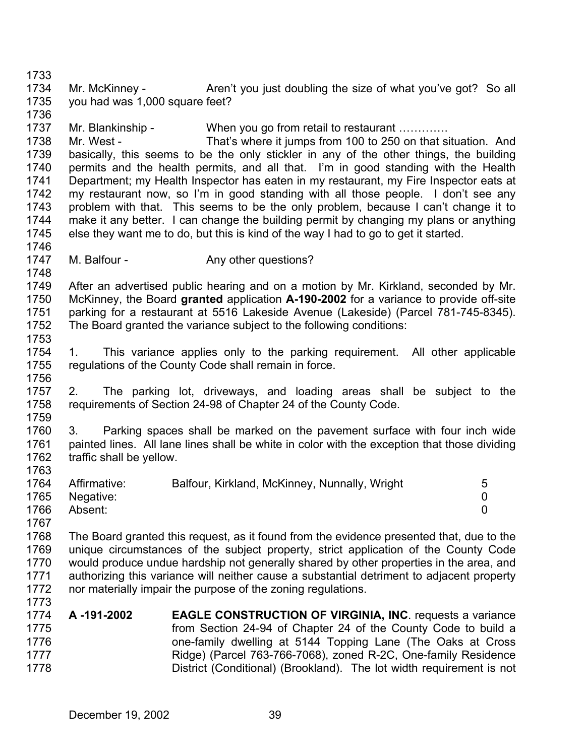Mr. McKinney - Aren't you just doubling the size of what you've got? So all you had was 1,000 square feet?

Mr. Blankinship - When you go from retail to restaurant ………….

Mr. West - That's where it jumps from 100 to 250 on that situation. And basically, this seems to be the only stickler in any of the other things, the building permits and the health permits, and all that. I'm in good standing with the Health Department; my Health Inspector has eaten in my restaurant, my Fire Inspector eats at my restaurant now, so I'm in good standing with all those people. I don't see any problem with that. This seems to be the only problem, because I can't change it to make it any better. I can change the building permit by changing my plans or anything else they want me to do, but this is kind of the way I had to go to get it started.

M. Balfour - Any other questions?

After an advertised public hearing and on a motion by Mr. Kirkland, seconded by Mr. McKinney, the Board **granted** application **A-190-2002** for a variance to provide off-site parking for a restaurant at 5516 Lakeside Avenue (Lakeside) (Parcel 781-745-8345). The Board granted the variance subject to the following conditions:

1. This variance applies only to the parking requirement. All other applicable regulations of the County Code shall remain in force.

2. The parking lot, driveways, and loading areas shall be subject to the requirements of Section 24-98 of Chapter 24 of the County Code.

3. Parking spaces shall be marked on the pavement surface with four inch wide painted lines. All lane lines shall be white in color with the exception that those dividing traffic shall be yellow.

| | | |
|---|---|---|
| Affirmative: | Balfour, Kirkland, McKinney, Nunnally, Wright | 5 |
| Negative: | | 0 |
| Absent: | | 0 |

The Board granted this request, as it found from the evidence presented that, due to the unique circumstances of the subject property, strict application of the County Code would produce undue hardship not generally shared by other properties in the area, and authorizing this variance will neither cause a substantial detriment to adjacent property nor materially impair the purpose of the zoning regulations.

**A -191-2002** **EAGLE CONSTRUCTION OF VIRGINIA, INC**. requests a variance from Section 24-94 of Chapter 24 of the County Code to build a one-family dwelling at 5144 Topping Lane (The Oaks at Cross Ridge) (Parcel 763-766-7068), zoned R-2C, One-family Residence District (Conditional) (Brookland). The lot width requirement is not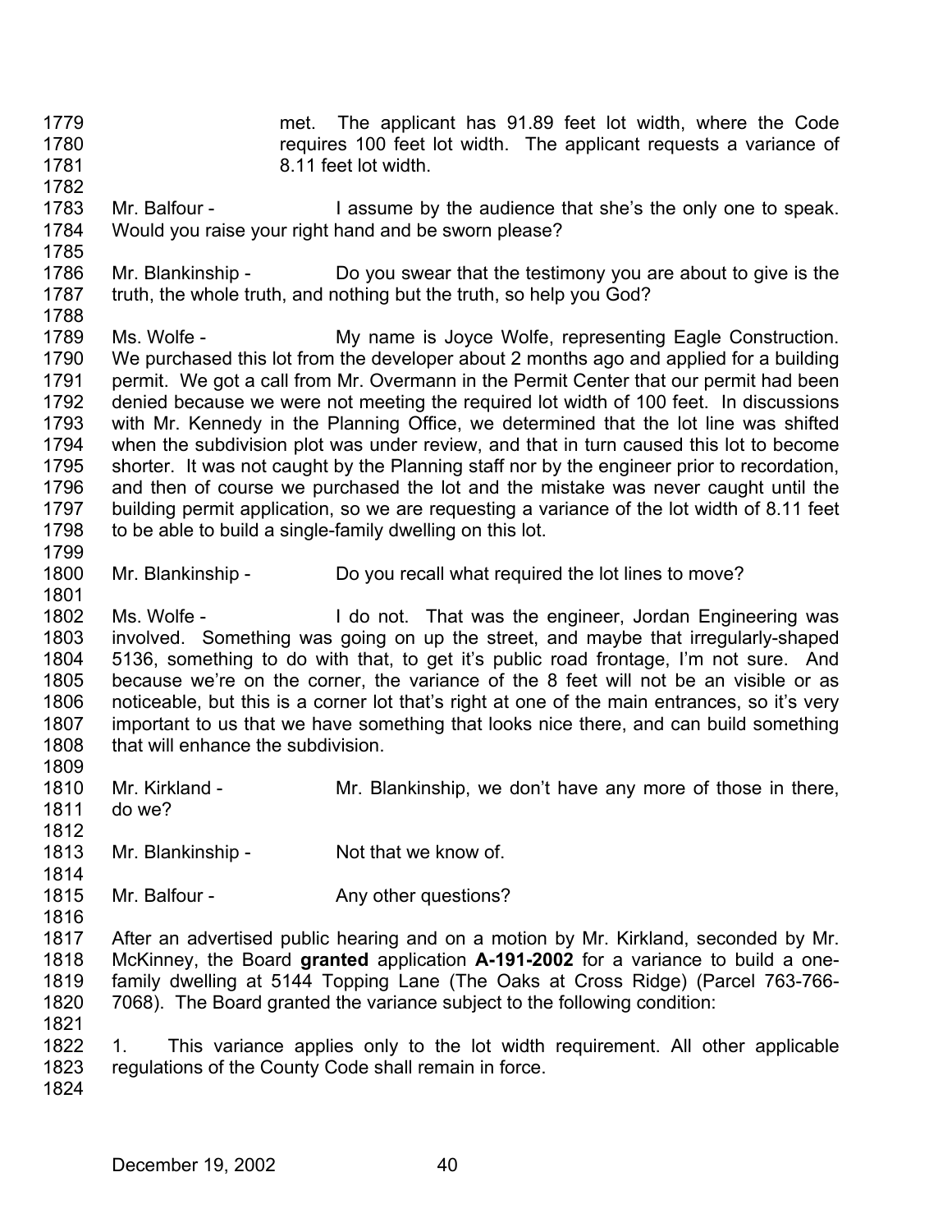met. The applicant has 91.89 feet lot width, where the Code requires 100 feet lot width. The applicant requests a variance of 8.11 feet lot width.

Mr. Balfour - I assume by the audience that she's the only one to speak. Would you raise your right hand and be sworn please?

Mr. Blankinship - Do you swear that the testimony you are about to give is the truth, the whole truth, and nothing but the truth, so help you God?

Ms. Wolfe - My name is Joyce Wolfe, representing Eagle Construction. We purchased this lot from the developer about 2 months ago and applied for a building permit. We got a call from Mr. Overmann in the Permit Center that our permit had been denied because we were not meeting the required lot width of 100 feet. In discussions with Mr. Kennedy in the Planning Office, we determined that the lot line was shifted when the subdivision plot was under review, and that in turn caused this lot to become shorter. It was not caught by the Planning staff nor by the engineer prior to recordation, and then of course we purchased the lot and the mistake was never caught until the building permit application, so we are requesting a variance of the lot width of 8.11 feet to be able to build a single-family dwelling on this lot.

Mr. Blankinship - Do you recall what required the lot lines to move?

Ms. Wolfe - I do not. That was the engineer, Jordan Engineering was involved. Something was going on up the street, and maybe that irregularly-shaped 5136, something to do with that, to get it's public road frontage, I'm not sure. And because we're on the corner, the variance of the 8 feet will not be an visible or as noticeable, but this is a corner lot that's right at one of the main entrances, so it's very important to us that we have something that looks nice there, and can build something that will enhance the subdivision.

Mr. Kirkland - Mr. Blankinship, we don't have any more of those in there, do we?

Mr. Blankinship - Not that we know of.

Mr. Balfour - Any other questions?

After an advertised public hearing and on a motion by Mr. Kirkland, seconded by Mr. McKinney, the Board **granted** application **A-191-2002** for a variance to build a one-family dwelling at 5144 Topping Lane (The Oaks at Cross Ridge) (Parcel 763-766-7068). The Board granted the variance subject to the following condition:

1. This variance applies only to the lot width requirement. All other applicable regulations of the County Code shall remain in force.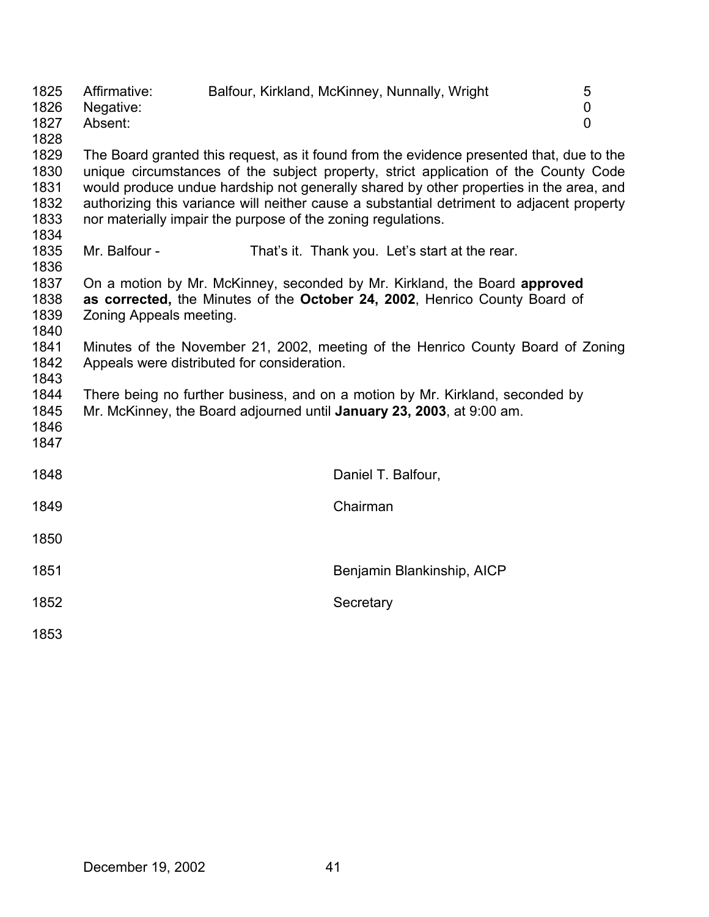| | | |
|---|---|---|
| Affirmative: | Balfour, Kirkland, McKinney, Nunnally, Wright | 5 |
| Negative: | | 0 |
| Absent: | | 0 |

The Board granted this request, as it found from the evidence presented that, due to the unique circumstances of the subject property, strict application of the County Code would produce undue hardship not generally shared by other properties in the area, and authorizing this variance will neither cause a substantial detriment to adjacent property nor materially impair the purpose of the zoning regulations.

Mr. Balfour - That's it. Thank you. Let's start at the rear.

On a motion by Mr. McKinney, seconded by Mr. Kirkland, the Board **approved as corrected,** the Minutes of the **October 24, 2002**, Henrico County Board of Zoning Appeals meeting.

Minutes of the November 21, 2002, meeting of the Henrico County Board of Zoning Appeals were distributed for consideration.

There being no further business, and on a motion by Mr. Kirkland, seconded by Mr. McKinney, the Board adjourned until **January 23, 2003**, at 9:00 am.

Daniel T. Balfour,

Chairman

Benjamin Blankinship, AICP

Secretary